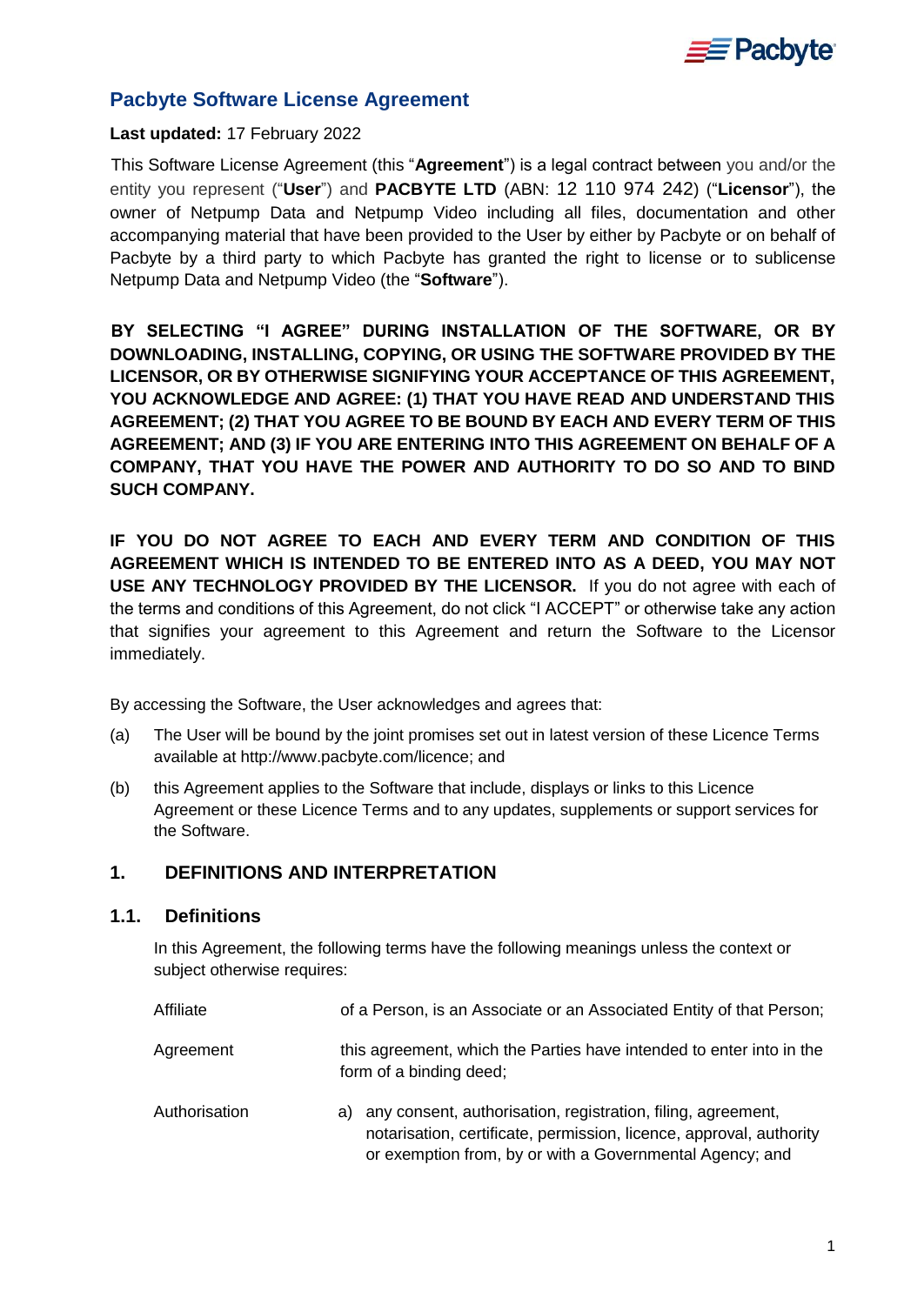# Pacbyte Software License Agreement

**Last updated:** 17 February 2022

This Software License Agreement (this "**Agreement**") is a legal contract between you and/or the entity you represent ("**User**") and **PACBYTE LTD** (ABN: 12 110 974 242) ("**Licensor**"), the owner of Netpump Data and Netpump Video including all files, documentation and other accompanying material that have been provided to the User by either by Pacbyte or on behalf of Pacbyte by a third party to which Pacbyte has granted the right to license or to sublicense Netpump Data and Netpump Video (the "**Software**").

**BY SELECTING "I AGREE" DURING INSTALLATION OF THE SOFTWARE, OR BY DOWNLOADING, INSTALLING, COPYING, OR USING THE SOFTWARE PROVIDED BY THE LICENSOR, OR BY OTHERWISE SIGNIFYING YOUR ACCEPTANCE OF THIS AGREEMENT, YOU ACKNOWLEDGE AND AGREE: (1) THAT YOU HAVE READ AND UNDERSTAND THIS AGREEMENT; (2) THAT YOU AGREE TO BE BOUND BY EACH AND EVERY TERM OF THIS AGREEMENT; AND (3) IF YOU ARE ENTERING INTO THIS AGREEMENT ON BEHALF OF A COMPANY, THAT YOU HAVE THE POWER AND AUTHORITY TO DO SO AND TO BIND SUCH COMPANY.**

**IF YOU DO NOT AGREE TO EACH AND EVERY TERM AND CONDITION OF THIS AGREEMENT WHICH IS INTENDED TO BE ENTERED INTO AS A DEED, YOU MAY NOT USE ANY TECHNOLOGY PROVIDED BY THE LICENSOR.** If you do not agree with each of the terms and conditions of this Agreement, do not click "I ACCEPT" or otherwise take any action that signifies your agreement to this Agreement and return the Software to the Licensor immediately.

By accessing the Software, the User acknowledges and agrees that:

(a) The User will be bound by the joint promises set out in latest version of these Licence Terms available at http://www.pacbyte.com/licence; and

(b) this Agreement applies to the Software that include, displays or links to this Licence Agreement or these Licence Terms and to any updates, supplements or support services for the Software.

## 1. DEFINITIONS AND INTERPRETATION

### 1.1. Definitions

In this Agreement, the following terms have the following meanings unless the context or subject otherwise requires:

| Term | Meaning |
|---|---|
| Affiliate | of a Person, is an Associate or an Associated Entity of that Person; |
| Agreement | this agreement, which the Parties have intended to enter into in the form of a binding deed; |
| Authorisation | a) any consent, authorisation, registration, filing, agreement, notarisation, certificate, permission, licence, approval, authority or exemption from, by or with a Governmental Agency; and |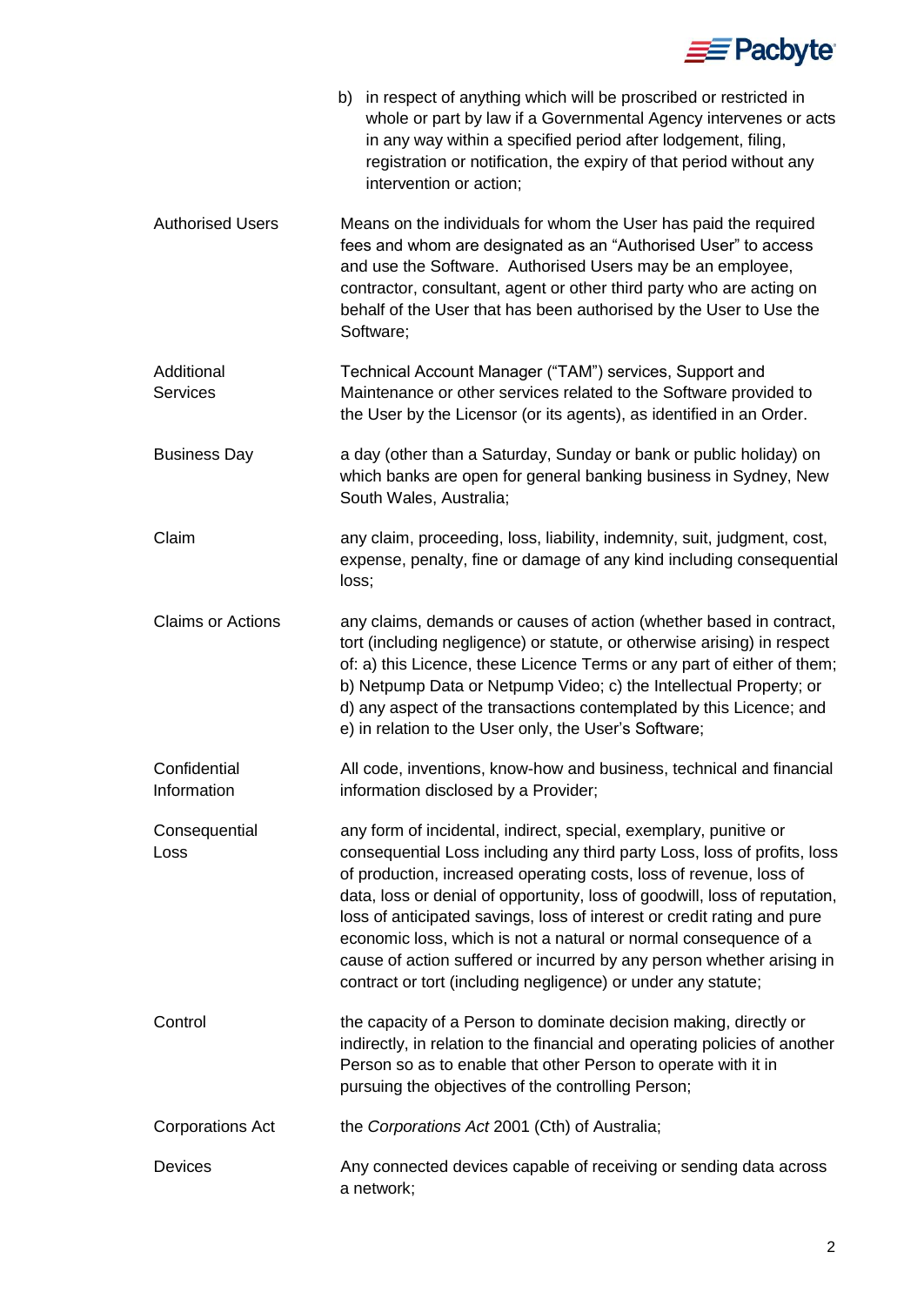b) in respect of anything which will be proscribed or restricted in whole or part by law if a Governmental Agency intervenes or acts in any way within a specified period after lodgement, filing, registration or notification, the expiry of that period without any intervention or action;

| | |
|---|---|
| Authorised Users | Means on the individuals for whom the User has paid the required fees and whom are designated as an "Authorised User" to access and use the Software. Authorised Users may be an employee, contractor, consultant, agent or other third party who are acting on behalf of the User that has been authorised by the User to Use the Software; |
| Additional Services | Technical Account Manager ("TAM") services, Support and Maintenance or other services related to the Software provided to the User by the Licensor (or its agents), as identified in an Order. |
| Business Day | a day (other than a Saturday, Sunday or bank or public holiday) on which banks are open for general banking business in Sydney, New South Wales, Australia; |
| Claim | any claim, proceeding, loss, liability, indemnity, suit, judgment, cost, expense, penalty, fine or damage of any kind including consequential loss; |
| Claims or Actions | any claims, demands or causes of action (whether based in contract, tort (including negligence) or statute, or otherwise arising) in respect of: a) this Licence, these Licence Terms or any part of either of them; b) Netpump Data or Netpump Video; c) the Intellectual Property; or d) any aspect of the transactions contemplated by this Licence; and e) in relation to the User only, the User's Software; |
| Confidential Information | All code, inventions, know-how and business, technical and financial information disclosed by a Provider; |
| Consequential Loss | any form of incidental, indirect, special, exemplary, punitive or consequential Loss including any third party Loss, loss of profits, loss of production, increased operating costs, loss of revenue, loss of data, loss or denial of opportunity, loss of goodwill, loss of reputation, loss of anticipated savings, loss of interest or credit rating and pure economic loss, which is not a natural or normal consequence of a cause of action suffered or incurred by any person whether arising in contract or tort (including negligence) or under any statute; |
| Control | the capacity of a Person to dominate decision making, directly or indirectly, in relation to the financial and operating policies of another Person so as to enable that other Person to operate with it in pursuing the objectives of the controlling Person; |
| Corporations Act | the *Corporations Act* 2001 (Cth) of Australia; |
| Devices | Any connected devices capable of receiving or sending data across a network; |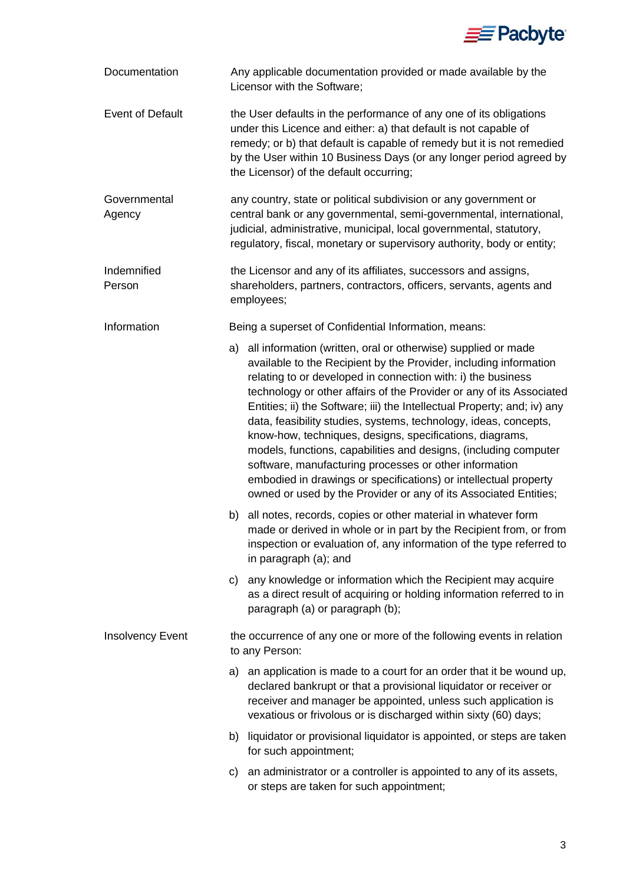| | |
|---|---|
| Documentation | Any applicable documentation provided or made available by the Licensor with the Software; |
| Event of Default | the User defaults in the performance of any one of its obligations under this Licence and either: a) that default is not capable of remedy; or b) that default is capable of remedy but it is not remedied by the User within 10 Business Days (or any longer period agreed by the Licensor) of the default occurring; |
| Governmental Agency | any country, state or political subdivision or any government or central bank or any governmental, semi-governmental, international, judicial, administrative, municipal, local governmental, statutory, regulatory, fiscal, monetary or supervisory authority, body or entity; |
| Indemnified Person | the Licensor and any of its affiliates, successors and assigns, shareholders, partners, contractors, officers, servants, agents and employees; |
| Information | Being a superset of Confidential Information, means:<br><br>a) all information (written, oral or otherwise) supplied or made available to the Recipient by the Provider, including information relating to or developed in connection with: i) the business technology or other affairs of the Provider or any of its Associated Entities; ii) the Software; iii) the Intellectual Property; and; iv) any data, feasibility studies, systems, technology, ideas, concepts, know-how, techniques, designs, specifications, diagrams, models, functions, capabilities and designs, (including computer software, manufacturing processes or other information embodied in drawings or specifications) or intellectual property owned or used by the Provider or any of its Associated Entities;<br><br>b) all notes, records, copies or other material in whatever form made or derived in whole or in part by the Recipient from, or from inspection or evaluation of, any information of the type referred to in paragraph (a); and<br><br>c) any knowledge or information which the Recipient may acquire as a direct result of acquiring or holding information referred to in paragraph (a) or paragraph (b); |
| Insolvency Event | the occurrence of any one or more of the following events in relation to any Person:<br><br>a) an application is made to a court for an order that it be wound up, declared bankrupt or that a provisional liquidator or receiver or receiver and manager be appointed, unless such application is vexatious or frivolous or is discharged within sixty (60) days;<br><br>b) liquidator or provisional liquidator is appointed, or steps are taken for such appointment;<br><br>c) an administrator or a controller is appointed to any of its assets, or steps are taken for such appointment; |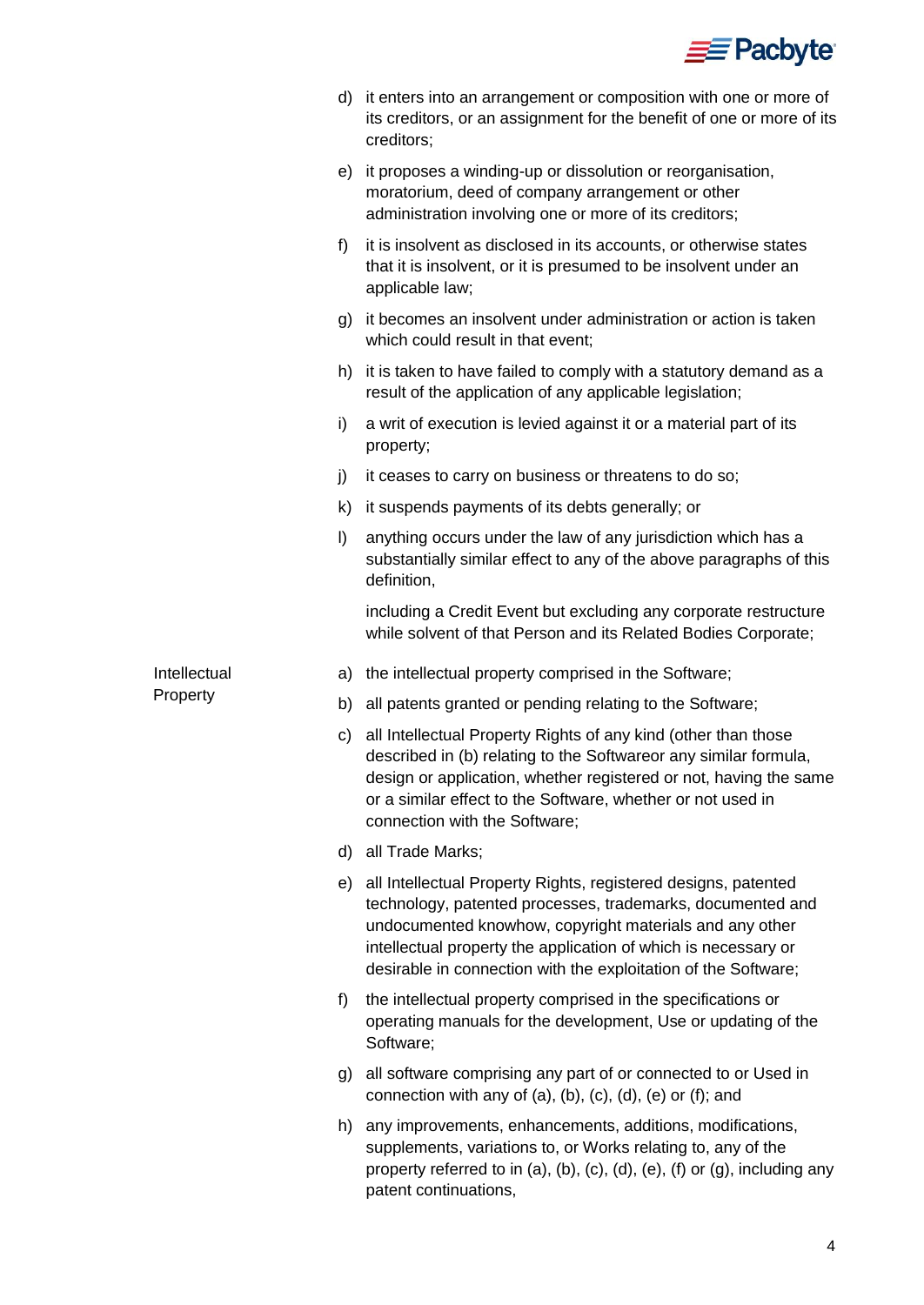d) it enters into an arrangement or composition with one or more of its creditors, or an assignment for the benefit of one or more of its creditors;

e) it proposes a winding-up or dissolution or reorganisation, moratorium, deed of company arrangement or other administration involving one or more of its creditors;

f) it is insolvent as disclosed in its accounts, or otherwise states that it is insolvent, or it is presumed to be insolvent under an applicable law;

g) it becomes an insolvent under administration or action is taken which could result in that event;

h) it is taken to have failed to comply with a statutory demand as a result of the application of any applicable legislation;

i) a writ of execution is levied against it or a material part of its property;

j) it ceases to carry on business or threatens to do so;

k) it suspends payments of its debts generally; or

l) anything occurs under the law of any jurisdiction which has a substantially similar effect to any of the above paragraphs of this definition,

including a Credit Event but excluding any corporate restructure while solvent of that Person and its Related Bodies Corporate;

**Intellectual Property**

a) the intellectual property comprised in the Software;

b) all patents granted or pending relating to the Software;

c) all Intellectual Property Rights of any kind (other than those described in (b) relating to the Softwareor any similar formula, design or application, whether registered or not, having the same or a similar effect to the Software, whether or not used in connection with the Software;

d) all Trade Marks;

e) all Intellectual Property Rights, registered designs, patented technology, patented processes, trademarks, documented and undocumented knowhow, copyright materials and any other intellectual property the application of which is necessary or desirable in connection with the exploitation of the Software;

f) the intellectual property comprised in the specifications or operating manuals for the development, Use or updating of the Software;

g) all software comprising any part of or connected to or Used in connection with any of (a), (b), (c), (d), (e) or (f); and

h) any improvements, enhancements, additions, modifications, supplements, variations to, or Works relating to, any of the property referred to in (a), (b), (c), (d), (e), (f) or (g), including any patent continuations,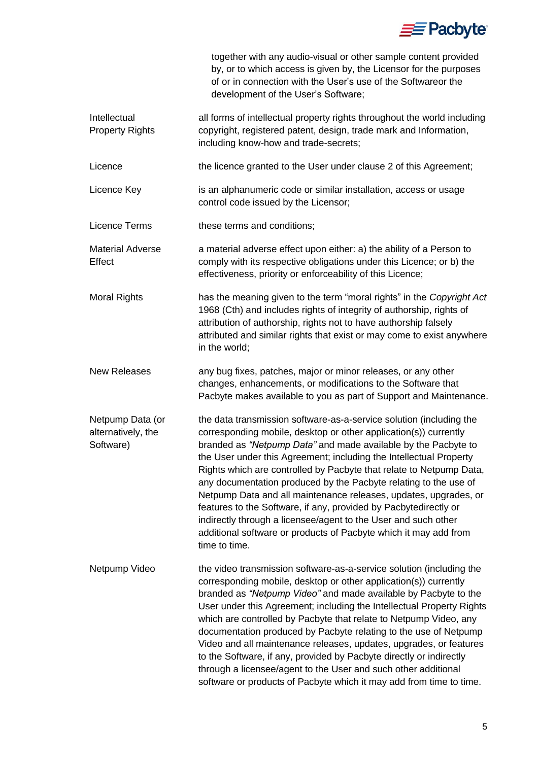together with any audio-visual or other sample content provided by, or to which access is given by, the Licensor for the purposes of or in connection with the User's use of the Softwareor the development of the User's Software;

| | |
|---|---|
| Intellectual Property Rights | all forms of intellectual property rights throughout the world including copyright, registered patent, design, trade mark and Information, including know-how and trade-secrets; |
| Licence | the licence granted to the User under clause 2 of this Agreement; |
| Licence Key | is an alphanumeric code or similar installation, access or usage control code issued by the Licensor; |
| Licence Terms | these terms and conditions; |
| Material Adverse Effect | a material adverse effect upon either: a) the ability of a Person to comply with its respective obligations under this Licence; or b) the effectiveness, priority or enforceability of this Licence; |
| Moral Rights | has the meaning given to the term "moral rights" in the *Copyright Act* 1968 (Cth) and includes rights of integrity of authorship, rights of attribution of authorship, rights not to have authorship falsely attributed and similar rights that exist or may come to exist anywhere in the world; |
| New Releases | any bug fixes, patches, major or minor releases, or any other changes, enhancements, or modifications to the Software that Pacbyte makes available to you as part of Support and Maintenance. |
| Netpump Data (or alternatively, the Software) | the data transmission software-as-a-service solution (including the corresponding mobile, desktop or other application(s)) currently branded as *"Netpump Data"* and made available by the Pacbyte to the User under this Agreement; including the Intellectual Property Rights which are controlled by Pacbyte that relate to Netpump Data, any documentation produced by the Pacbyte relating to the use of Netpump Data and all maintenance releases, updates, upgrades, or features to the Software, if any, provided by Pacbytedirectly or indirectly through a licensee/agent to the User and such other additional software or products of Pacbyte which it may add from time to time. |
| Netpump Video | the video transmission software-as-a-service solution (including the corresponding mobile, desktop or other application(s)) currently branded as *"Netpump Video"* and made available by Pacbyte to the User under this Agreement; including the Intellectual Property Rights which are controlled by Pacbyte that relate to Netpump Video, any documentation produced by Pacbyte relating to the use of Netpump Video and all maintenance releases, updates, upgrades, or features to the Software, if any, provided by Pacbyte directly or indirectly through a licensee/agent to the User and such other additional software or products of Pacbyte which it may add from time to time. |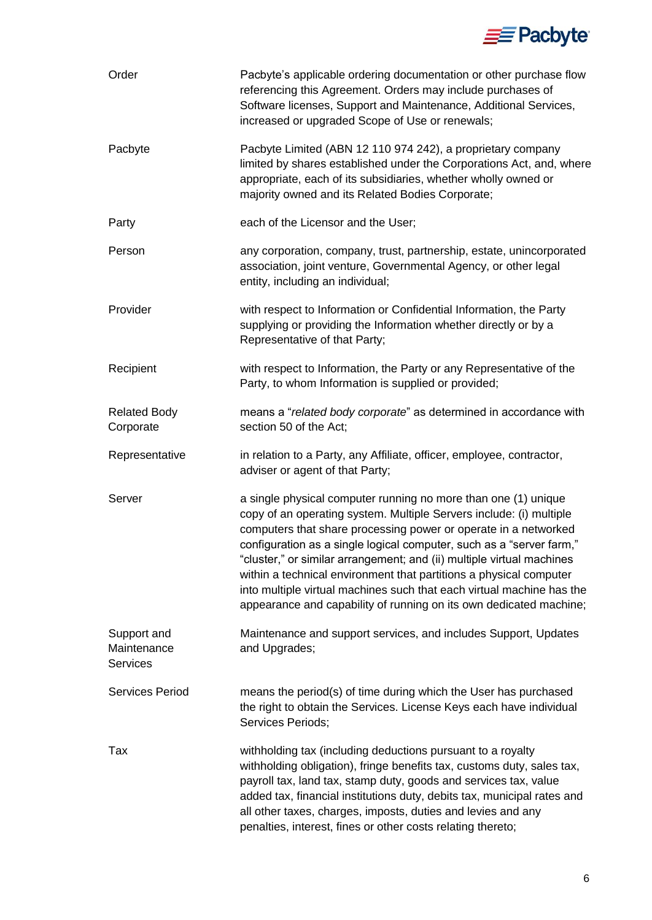| | |
|---|---|
| Order | Pacbyte's applicable ordering documentation or other purchase flow referencing this Agreement. Orders may include purchases of Software licenses, Support and Maintenance, Additional Services, increased or upgraded Scope of Use or renewals; |
| Pacbyte | Pacbyte Limited (ABN 12 110 974 242), a proprietary company limited by shares established under the Corporations Act, and, where appropriate, each of its subsidiaries, whether wholly owned or majority owned and its Related Bodies Corporate; |
| Party | each of the Licensor and the User; |
| Person | any corporation, company, trust, partnership, estate, unincorporated association, joint venture, Governmental Agency, or other legal entity, including an individual; |
| Provider | with respect to Information or Confidential Information, the Party supplying or providing the Information whether directly or by a Representative of that Party; |
| Recipient | with respect to Information, the Party or any Representative of the Party, to whom Information is supplied or provided; |
| Related Body Corporate | means a "*related body corporate*" as determined in accordance with section 50 of the Act; |
| Representative | in relation to a Party, any Affiliate, officer, employee, contractor, adviser or agent of that Party; |
| Server | a single physical computer running no more than one (1) unique copy of an operating system. Multiple Servers include: (i) multiple computers that share processing power or operate in a networked configuration as a single logical computer, such as a "server farm," "cluster," or similar arrangement; and (ii) multiple virtual machines within a technical environment that partitions a physical computer into multiple virtual machines such that each virtual machine has the appearance and capability of running on its own dedicated machine; |
| Support and Maintenance Services | Maintenance and support services, and includes Support, Updates and Upgrades; |
| Services Period | means the period(s) of time during which the User has purchased the right to obtain the Services. License Keys each have individual Services Periods; |
| Tax | withholding tax (including deductions pursuant to a royalty withholding obligation), fringe benefits tax, customs duty, sales tax, payroll tax, land tax, stamp duty, goods and services tax, value added tax, financial institutions duty, debits tax, municipal rates and all other taxes, charges, imposts, duties and levies and any penalties, interest, fines or other costs relating thereto; |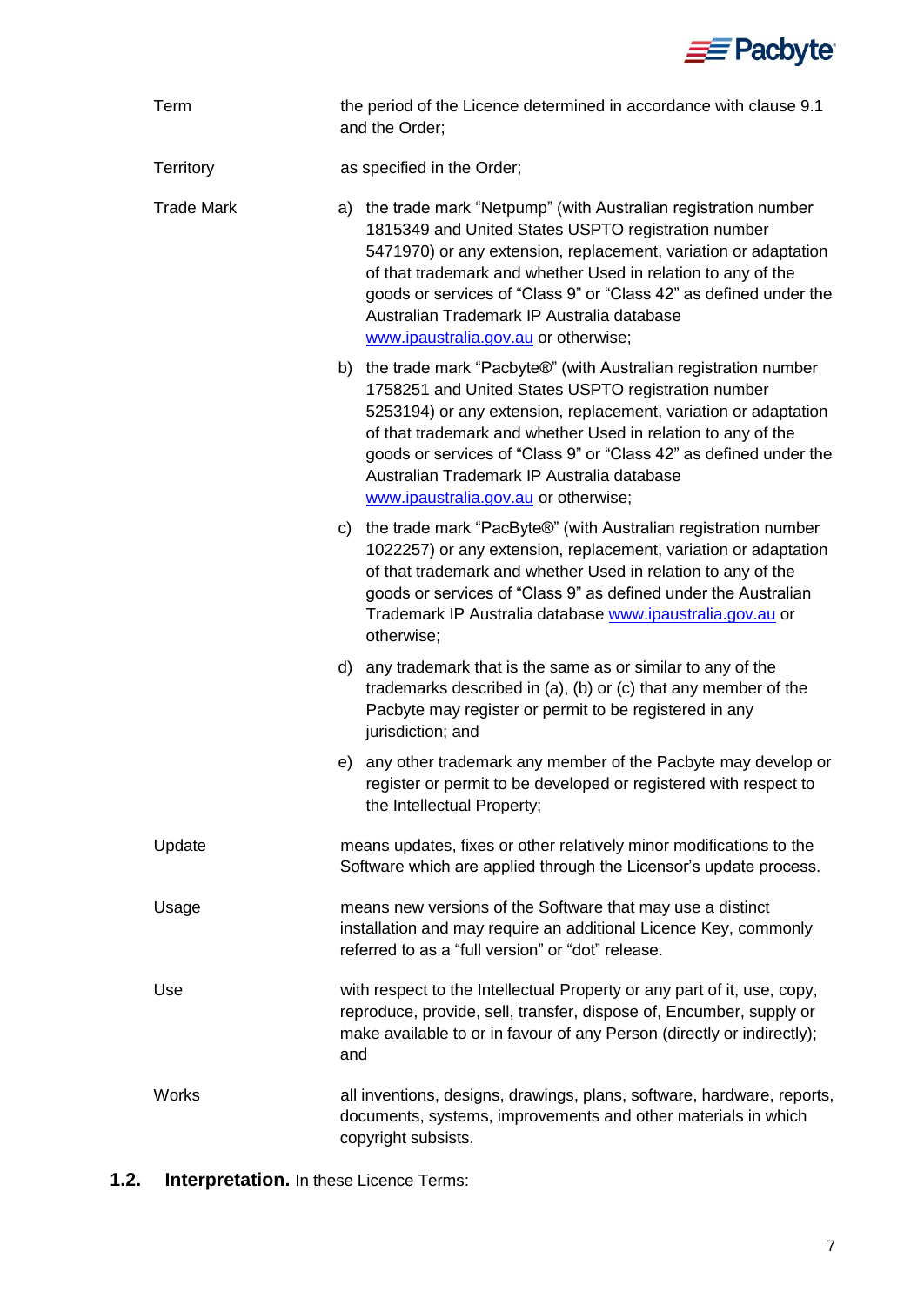| | |
|---|---|
| Term | the period of the Licence determined in accordance with clause 9.1 and the Order; |
| Territory | as specified in the Order; |
| Trade Mark | a) the trade mark "Netpump" (with Australian registration number 1815349 and United States USPTO registration number 5471970) or any extension, replacement, variation or adaptation of that trademark and whether Used in relation to any of the goods or services of "Class 9" or "Class 42" as defined under the Australian Trademark IP Australia database www.ipaustralia.gov.au or otherwise;<br><br>b) the trade mark "Pacbyte®" (with Australian registration number 1758251 and United States USPTO registration number 5253194) or any extension, replacement, variation or adaptation of that trademark and whether Used in relation to any of the goods or services of "Class 9" or "Class 42" as defined under the Australian Trademark IP Australia database www.ipaustralia.gov.au or otherwise;<br><br>c) the trade mark "PacByte®" (with Australian registration number 1022257) or any extension, replacement, variation or adaptation of that trademark and whether Used in relation to any of the goods or services of "Class 9" as defined under the Australian Trademark IP Australia database www.ipaustralia.gov.au or otherwise;<br><br>d) any trademark that is the same as or similar to any of the trademarks described in (a), (b) or (c) that any member of the Pacbyte may register or permit to be registered in any jurisdiction; and<br><br>e) any other trademark any member of the Pacbyte may develop or register or permit to be developed or registered with respect to the Intellectual Property; |
| Update | means updates, fixes or other relatively minor modifications to the Software which are applied through the Licensor's update process. |
| Usage | means new versions of the Software that may use a distinct installation and may require an additional Licence Key, commonly referred to as a "full version" or "dot" release. |
| Use | with respect to the Intellectual Property or any part of it, use, copy, reproduce, provide, sell, transfer, dispose of, Encumber, supply or make available to or in favour of any Person (directly or indirectly); and |
| Works | all inventions, designs, drawings, plans, software, hardware, reports, documents, systems, improvements and other materials in which copyright subsists. |

**1.2. Interpretation.** In these Licence Terms: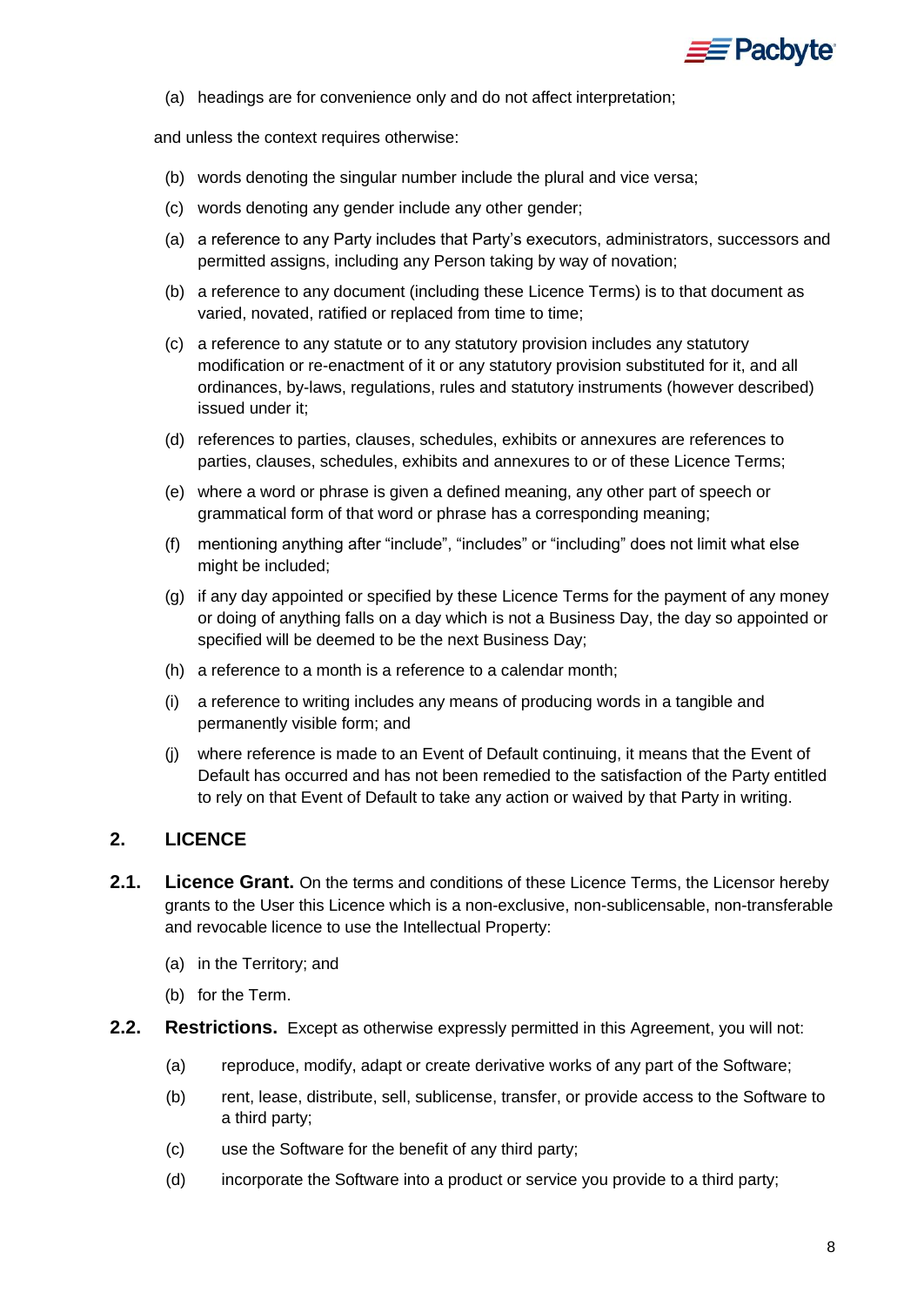(a) headings are for convenience only and do not affect interpretation;

and unless the context requires otherwise:

(b) words denoting the singular number include the plural and vice versa;

(c) words denoting any gender include any other gender;

(a) a reference to any Party includes that Party's executors, administrators, successors and permitted assigns, including any Person taking by way of novation;

(b) a reference to any document (including these Licence Terms) is to that document as varied, novated, ratified or replaced from time to time;

(c) a reference to any statute or to any statutory provision includes any statutory modification or re-enactment of it or any statutory provision substituted for it, and all ordinances, by-laws, regulations, rules and statutory instruments (however described) issued under it;

(d) references to parties, clauses, schedules, exhibits or annexures are references to parties, clauses, schedules, exhibits and annexures to or of these Licence Terms;

(e) where a word or phrase is given a defined meaning, any other part of speech or grammatical form of that word or phrase has a corresponding meaning;

(f) mentioning anything after "include", "includes" or "including" does not limit what else might be included;

(g) if any day appointed or specified by these Licence Terms for the payment of any money or doing of anything falls on a day which is not a Business Day, the day so appointed or specified will be deemed to be the next Business Day;

(h) a reference to a month is a reference to a calendar month;

(i) a reference to writing includes any means of producing words in a tangible and permanently visible form; and

(j) where reference is made to an Event of Default continuing, it means that the Event of Default has occurred and has not been remedied to the satisfaction of the Party entitled to rely on that Event of Default to take any action or waived by that Party in writing.

## 2. LICENCE

**2.1. Licence Grant.** On the terms and conditions of these Licence Terms, the Licensor hereby grants to the User this Licence which is a non-exclusive, non-sublicensable, non-transferable and revocable licence to use the Intellectual Property:

(a) in the Territory; and

(b) for the Term.

**2.2. Restrictions.** Except as otherwise expressly permitted in this Agreement, you will not:

(a) reproduce, modify, adapt or create derivative works of any part of the Software;

(b) rent, lease, distribute, sell, sublicense, transfer, or provide access to the Software to a third party;

(c) use the Software for the benefit of any third party;

(d) incorporate the Software into a product or service you provide to a third party;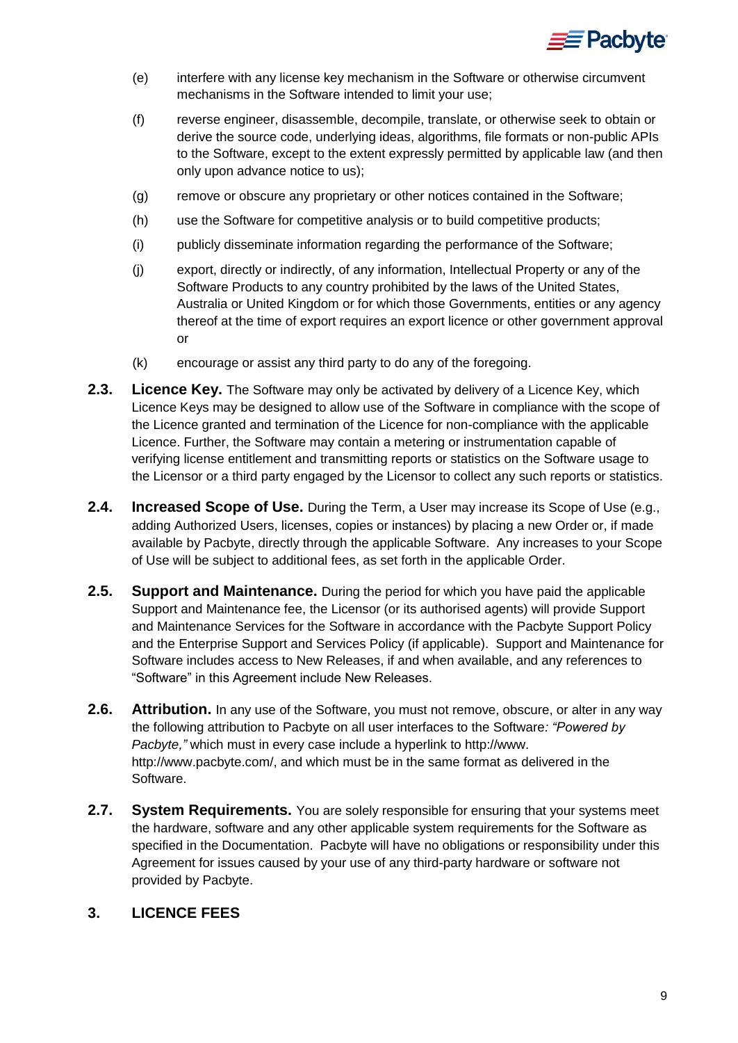(e) interfere with any license key mechanism in the Software or otherwise circumvent mechanisms in the Software intended to limit your use;

(f) reverse engineer, disassemble, decompile, translate, or otherwise seek to obtain or derive the source code, underlying ideas, algorithms, file formats or non-public APIs to the Software, except to the extent expressly permitted by applicable law (and then only upon advance notice to us);

(g) remove or obscure any proprietary or other notices contained in the Software;

(h) use the Software for competitive analysis or to build competitive products;

(i) publicly disseminate information regarding the performance of the Software;

(j) export, directly or indirectly, of any information, Intellectual Property or any of the Software Products to any country prohibited by the laws of the United States, Australia or United Kingdom or for which those Governments, entities or any agency thereof at the time of export requires an export licence or other government approval or

(k) encourage or assist any third party to do any of the foregoing.

**2.3. Licence Key.** The Software may only be activated by delivery of a Licence Key, which Licence Keys may be designed to allow use of the Software in compliance with the scope of the Licence granted and termination of the Licence for non-compliance with the applicable Licence. Further, the Software may contain a metering or instrumentation capable of verifying license entitlement and transmitting reports or statistics on the Software usage to the Licensor or a third party engaged by the Licensor to collect any such reports or statistics.

**2.4. Increased Scope of Use.** During the Term, a User may increase its Scope of Use (e.g., adding Authorized Users, licenses, copies or instances) by placing a new Order or, if made available by Pacbyte, directly through the applicable Software. Any increases to your Scope of Use will be subject to additional fees, as set forth in the applicable Order.

**2.5. Support and Maintenance.** During the period for which you have paid the applicable Support and Maintenance fee, the Licensor (or its authorised agents) will provide Support and Maintenance Services for the Software in accordance with the Pacbyte Support Policy and the Enterprise Support and Services Policy (if applicable). Support and Maintenance for Software includes access to New Releases, if and when available, and any references to "Software" in this Agreement include New Releases.

**2.6. Attribution.** In any use of the Software, you must not remove, obscure, or alter in any way the following attribution to Pacbyte on all user interfaces to the Software*: "Powered by Pacbyte,"* which must in every case include a hyperlink to http://www. http://www.pacbyte.com/, and which must be in the same format as delivered in the Software.

**2.7. System Requirements.** You are solely responsible for ensuring that your systems meet the hardware, software and any other applicable system requirements for the Software as specified in the Documentation. Pacbyte will have no obligations or responsibility under this Agreement for issues caused by your use of any third-party hardware or software not provided by Pacbyte.

## 3. LICENCE FEES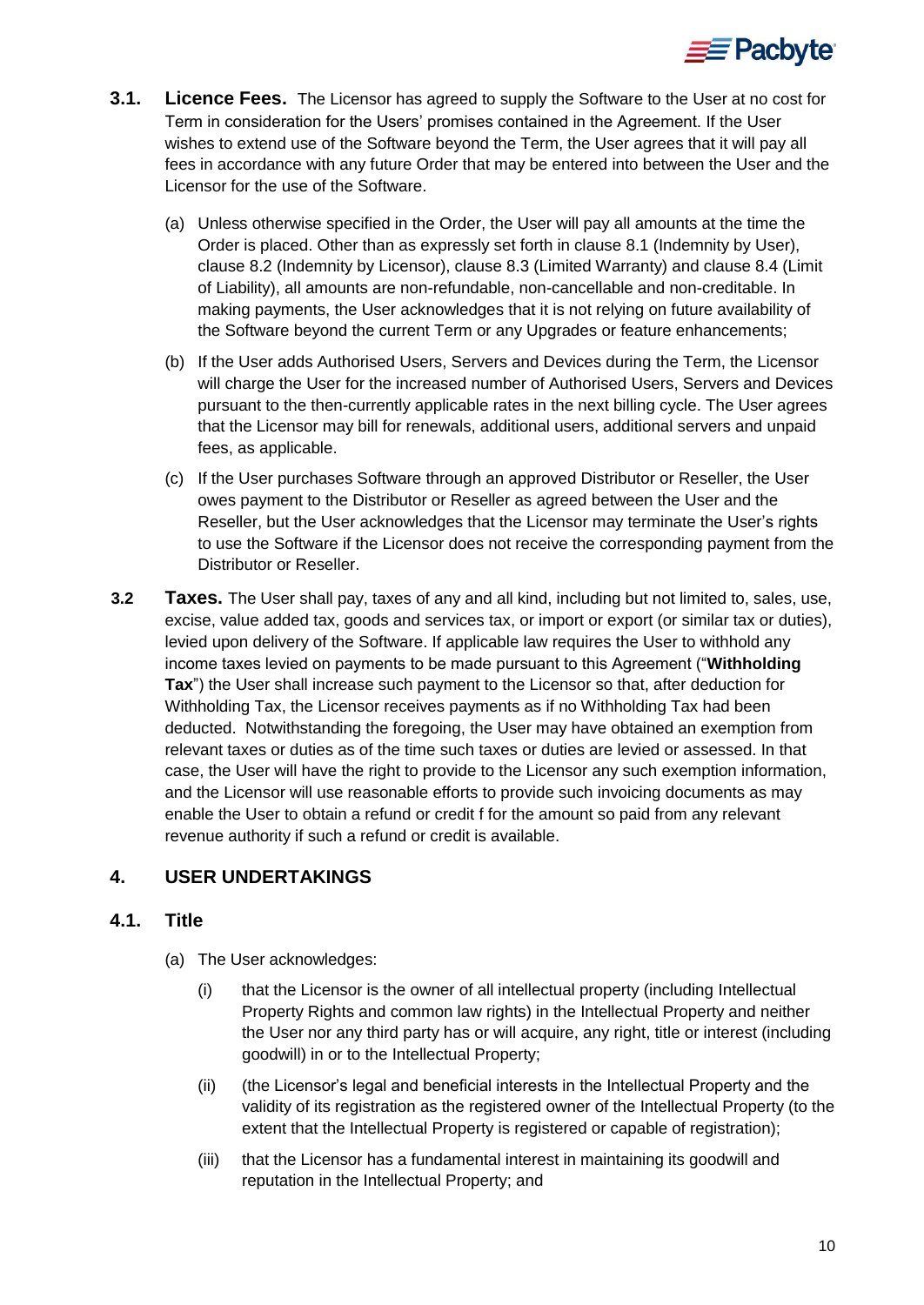**3.1. Licence Fees.** The Licensor has agreed to supply the Software to the User at no cost for Term in consideration for the Users' promises contained in the Agreement. If the User wishes to extend use of the Software beyond the Term, the User agrees that it will pay all fees in accordance with any future Order that may be entered into between the User and the Licensor for the use of the Software.

(a) Unless otherwise specified in the Order, the User will pay all amounts at the time the Order is placed. Other than as expressly set forth in clause 8.1 (Indemnity by User), clause 8.2 (Indemnity by Licensor), clause 8.3 (Limited Warranty) and clause 8.4 (Limit of Liability), all amounts are non-refundable, non-cancellable and non-creditable. In making payments, the User acknowledges that it is not relying on future availability of the Software beyond the current Term or any Upgrades or feature enhancements;

(b) If the User adds Authorised Users, Servers and Devices during the Term, the Licensor will charge the User for the increased number of Authorised Users, Servers and Devices pursuant to the then-currently applicable rates in the next billing cycle. The User agrees that the Licensor may bill for renewals, additional users, additional servers and unpaid fees, as applicable.

(c) If the User purchases Software through an approved Distributor or Reseller, the User owes payment to the Distributor or Reseller as agreed between the User and the Reseller, but the User acknowledges that the Licensor may terminate the User's rights to use the Software if the Licensor does not receive the corresponding payment from the Distributor or Reseller.

**3.2 Taxes.** The User shall pay, taxes of any and all kind, including but not limited to, sales, use, excise, value added tax, goods and services tax, or import or export (or similar tax or duties), levied upon delivery of the Software. If applicable law requires the User to withhold any income taxes levied on payments to be made pursuant to this Agreement ("**Withholding Tax**") the User shall increase such payment to the Licensor so that, after deduction for Withholding Tax, the Licensor receives payments as if no Withholding Tax had been deducted. Notwithstanding the foregoing, the User may have obtained an exemption from relevant taxes or duties as of the time such taxes or duties are levied or assessed. In that case, the User will have the right to provide to the Licensor any such exemption information, and the Licensor will use reasonable efforts to provide such invoicing documents as may enable the User to obtain a refund or credit f for the amount so paid from any relevant revenue authority if such a refund or credit is available.

## 4. USER UNDERTAKINGS

### 4.1. Title

(a) The User acknowledges:

(i) that the Licensor is the owner of all intellectual property (including Intellectual Property Rights and common law rights) in the Intellectual Property and neither the User nor any third party has or will acquire, any right, title or interest (including goodwill) in or to the Intellectual Property;

(ii) (the Licensor's legal and beneficial interests in the Intellectual Property and the validity of its registration as the registered owner of the Intellectual Property (to the extent that the Intellectual Property is registered or capable of registration);

(iii) that the Licensor has a fundamental interest in maintaining its goodwill and reputation in the Intellectual Property; and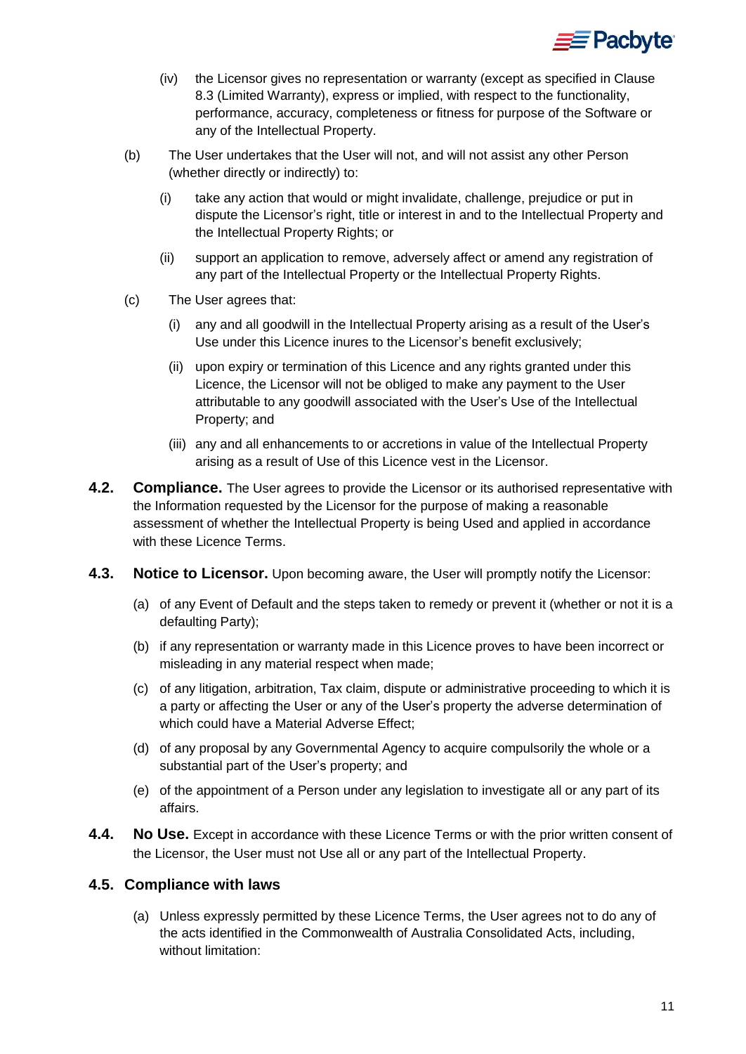(iv) the Licensor gives no representation or warranty (except as specified in Clause 8.3 (Limited Warranty), express or implied, with respect to the functionality, performance, accuracy, completeness or fitness for purpose of the Software or any of the Intellectual Property.

(b) The User undertakes that the User will not, and will not assist any other Person (whether directly or indirectly) to:

(i) take any action that would or might invalidate, challenge, prejudice or put in dispute the Licensor's right, title or interest in and to the Intellectual Property and the Intellectual Property Rights; or

(ii) support an application to remove, adversely affect or amend any registration of any part of the Intellectual Property or the Intellectual Property Rights.

(c) The User agrees that:

(i) any and all goodwill in the Intellectual Property arising as a result of the User's Use under this Licence inures to the Licensor's benefit exclusively;

(ii) upon expiry or termination of this Licence and any rights granted under this Licence, the Licensor will not be obliged to make any payment to the User attributable to any goodwill associated with the User's Use of the Intellectual Property; and

(iii) any and all enhancements to or accretions in value of the Intellectual Property arising as a result of Use of this Licence vest in the Licensor.

**4.2. Compliance.** The User agrees to provide the Licensor or its authorised representative with the Information requested by the Licensor for the purpose of making a reasonable assessment of whether the Intellectual Property is being Used and applied in accordance with these Licence Terms.

**4.3. Notice to Licensor.** Upon becoming aware, the User will promptly notify the Licensor:

(a) of any Event of Default and the steps taken to remedy or prevent it (whether or not it is a defaulting Party);

(b) if any representation or warranty made in this Licence proves to have been incorrect or misleading in any material respect when made;

(c) of any litigation, arbitration, Tax claim, dispute or administrative proceeding to which it is a party or affecting the User or any of the User's property the adverse determination of which could have a Material Adverse Effect;

(d) of any proposal by any Governmental Agency to acquire compulsorily the whole or a substantial part of the User's property; and

(e) of the appointment of a Person under any legislation to investigate all or any part of its affairs.

**4.4. No Use.** Except in accordance with these Licence Terms or with the prior written consent of the Licensor, the User must not Use all or any part of the Intellectual Property.

## 4.5. Compliance with laws

(a) Unless expressly permitted by these Licence Terms, the User agrees not to do any of the acts identified in the Commonwealth of Australia Consolidated Acts, including, without limitation: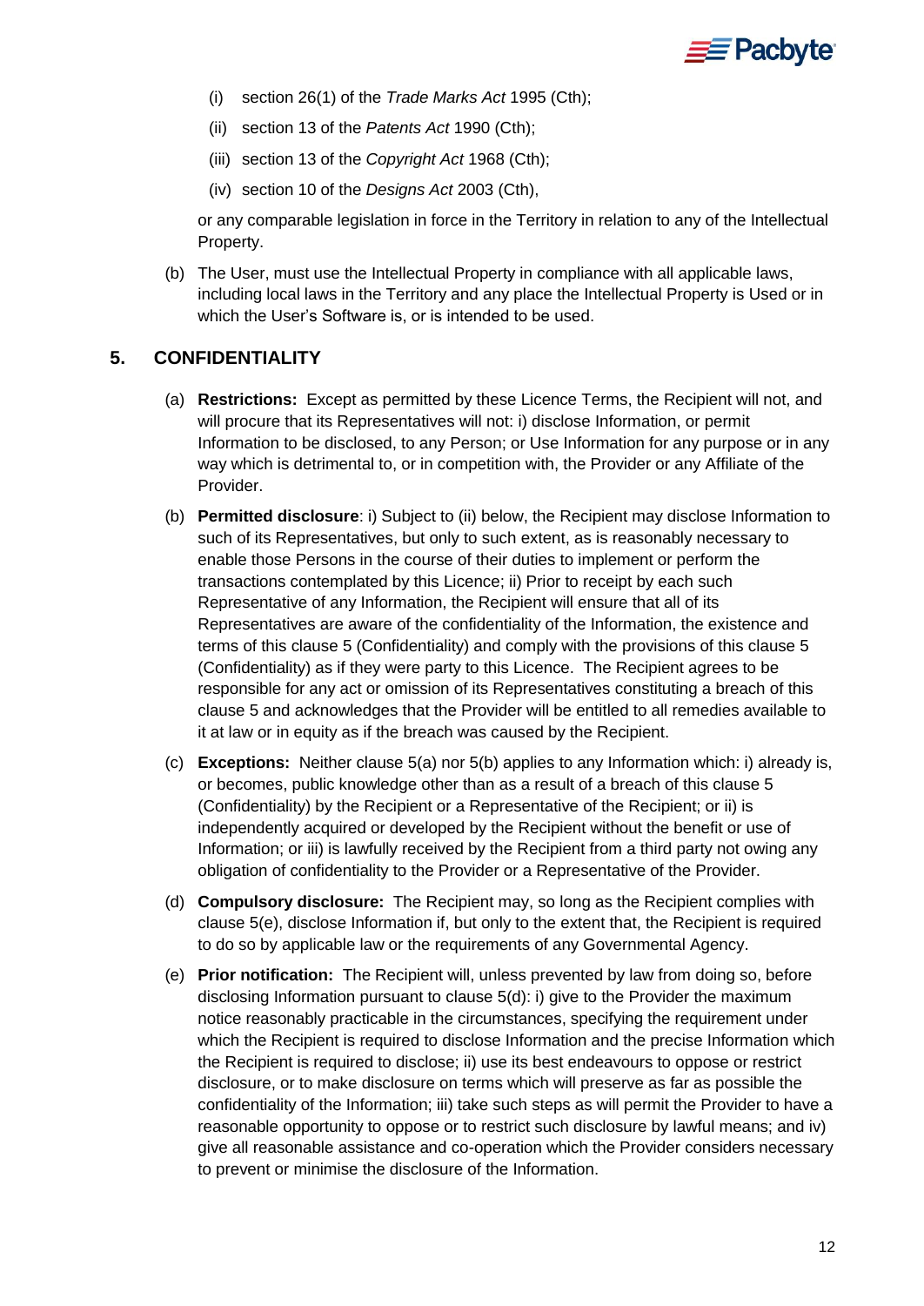(i) section 26(1) of the *Trade Marks Act* 1995 (Cth);

(ii) section 13 of the *Patents Act* 1990 (Cth);

(iii) section 13 of the *Copyright Act* 1968 (Cth);

(iv) section 10 of the *Designs Act* 2003 (Cth),

or any comparable legislation in force in the Territory in relation to any of the Intellectual Property.

(b) The User, must use the Intellectual Property in compliance with all applicable laws, including local laws in the Territory and any place the Intellectual Property is Used or in which the User's Software is, or is intended to be used.

## 5. CONFIDENTIALITY

(a) **Restrictions:** Except as permitted by these Licence Terms, the Recipient will not, and will procure that its Representatives will not: i) disclose Information, or permit Information to be disclosed, to any Person; or Use Information for any purpose or in any way which is detrimental to, or in competition with, the Provider or any Affiliate of the Provider.

(b) **Permitted disclosure**: i) Subject to (ii) below, the Recipient may disclose Information to such of its Representatives, but only to such extent, as is reasonably necessary to enable those Persons in the course of their duties to implement or perform the transactions contemplated by this Licence; ii) Prior to receipt by each such Representative of any Information, the Recipient will ensure that all of its Representatives are aware of the confidentiality of the Information, the existence and terms of this clause 5 (Confidentiality) and comply with the provisions of this clause 5 (Confidentiality) as if they were party to this Licence. The Recipient agrees to be responsible for any act or omission of its Representatives constituting a breach of this clause 5 and acknowledges that the Provider will be entitled to all remedies available to it at law or in equity as if the breach was caused by the Recipient.

(c) **Exceptions:** Neither clause 5(a) nor 5(b) applies to any Information which: i) already is, or becomes, public knowledge other than as a result of a breach of this clause 5 (Confidentiality) by the Recipient or a Representative of the Recipient; or ii) is independently acquired or developed by the Recipient without the benefit or use of Information; or iii) is lawfully received by the Recipient from a third party not owing any obligation of confidentiality to the Provider or a Representative of the Provider.

(d) **Compulsory disclosure:** The Recipient may, so long as the Recipient complies with clause 5(e), disclose Information if, but only to the extent that, the Recipient is required to do so by applicable law or the requirements of any Governmental Agency.

(e) **Prior notification:** The Recipient will, unless prevented by law from doing so, before disclosing Information pursuant to clause 5(d): i) give to the Provider the maximum notice reasonably practicable in the circumstances, specifying the requirement under which the Recipient is required to disclose Information and the precise Information which the Recipient is required to disclose; ii) use its best endeavours to oppose or restrict disclosure, or to make disclosure on terms which will preserve as far as possible the confidentiality of the Information; iii) take such steps as will permit the Provider to have a reasonable opportunity to oppose or to restrict such disclosure by lawful means; and iv) give all reasonable assistance and co-operation which the Provider considers necessary to prevent or minimise the disclosure of the Information.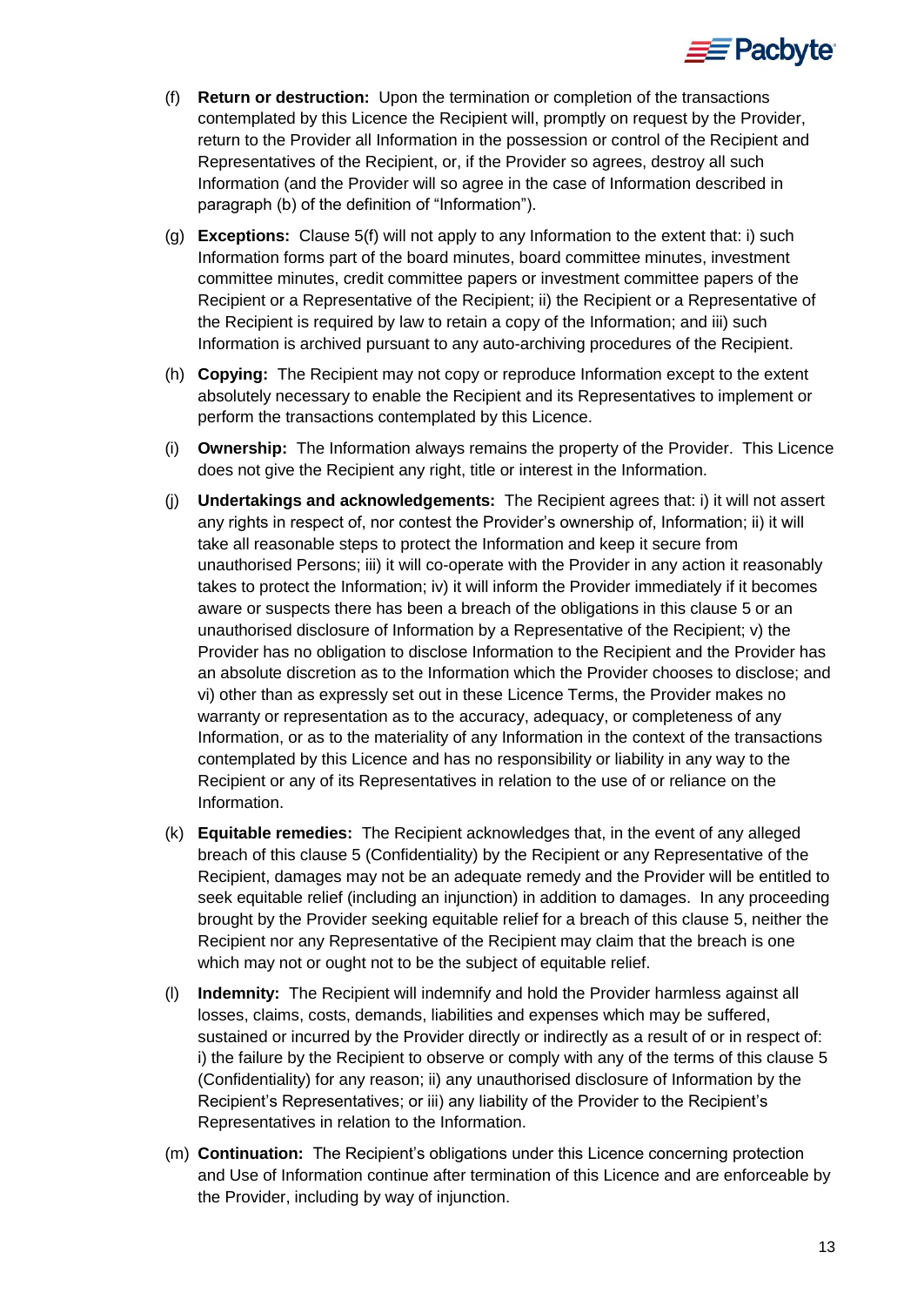(f) **Return or destruction:** Upon the termination or completion of the transactions contemplated by this Licence the Recipient will, promptly on request by the Provider, return to the Provider all Information in the possession or control of the Recipient and Representatives of the Recipient, or, if the Provider so agrees, destroy all such Information (and the Provider will so agree in the case of Information described in paragraph (b) of the definition of "Information").

(g) **Exceptions:** Clause 5(f) will not apply to any Information to the extent that: i) such Information forms part of the board minutes, board committee minutes, investment committee minutes, credit committee papers or investment committee papers of the Recipient or a Representative of the Recipient; ii) the Recipient or a Representative of the Recipient is required by law to retain a copy of the Information; and iii) such Information is archived pursuant to any auto-archiving procedures of the Recipient.

(h) **Copying:** The Recipient may not copy or reproduce Information except to the extent absolutely necessary to enable the Recipient and its Representatives to implement or perform the transactions contemplated by this Licence.

(i) **Ownership:** The Information always remains the property of the Provider. This Licence does not give the Recipient any right, title or interest in the Information.

(j) **Undertakings and acknowledgements:** The Recipient agrees that: i) it will not assert any rights in respect of, nor contest the Provider's ownership of, Information; ii) it will take all reasonable steps to protect the Information and keep it secure from unauthorised Persons; iii) it will co-operate with the Provider in any action it reasonably takes to protect the Information; iv) it will inform the Provider immediately if it becomes aware or suspects there has been a breach of the obligations in this clause 5 or an unauthorised disclosure of Information by a Representative of the Recipient; v) the Provider has no obligation to disclose Information to the Recipient and the Provider has an absolute discretion as to the Information which the Provider chooses to disclose; and vi) other than as expressly set out in these Licence Terms, the Provider makes no warranty or representation as to the accuracy, adequacy, or completeness of any Information, or as to the materiality of any Information in the context of the transactions contemplated by this Licence and has no responsibility or liability in any way to the Recipient or any of its Representatives in relation to the use of or reliance on the Information.

(k) **Equitable remedies:** The Recipient acknowledges that, in the event of any alleged breach of this clause 5 (Confidentiality) by the Recipient or any Representative of the Recipient, damages may not be an adequate remedy and the Provider will be entitled to seek equitable relief (including an injunction) in addition to damages. In any proceeding brought by the Provider seeking equitable relief for a breach of this clause 5, neither the Recipient nor any Representative of the Recipient may claim that the breach is one which may not or ought not to be the subject of equitable relief.

(l) **Indemnity:** The Recipient will indemnify and hold the Provider harmless against all losses, claims, costs, demands, liabilities and expenses which may be suffered, sustained or incurred by the Provider directly or indirectly as a result of or in respect of: i) the failure by the Recipient to observe or comply with any of the terms of this clause 5 (Confidentiality) for any reason; ii) any unauthorised disclosure of Information by the Recipient's Representatives; or iii) any liability of the Provider to the Recipient's Representatives in relation to the Information.

(m) **Continuation:** The Recipient's obligations under this Licence concerning protection and Use of Information continue after termination of this Licence and are enforceable by the Provider, including by way of injunction.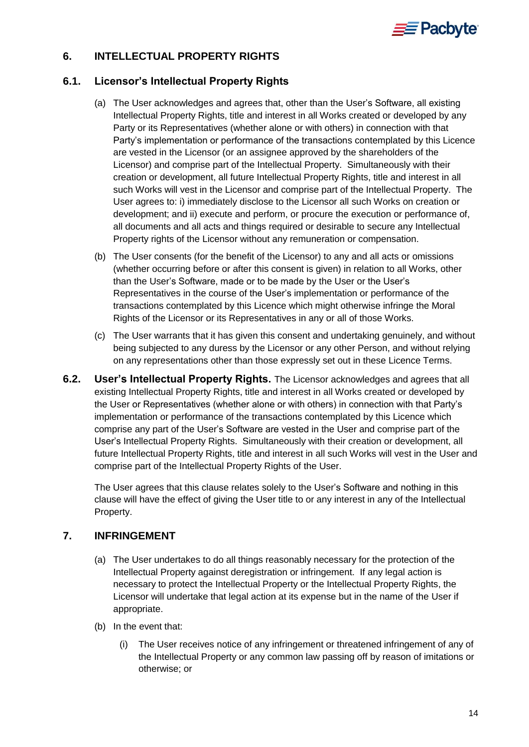## 6. INTELLECTUAL PROPERTY RIGHTS

### 6.1. Licensor's Intellectual Property Rights

(a) The User acknowledges and agrees that, other than the User's Software, all existing Intellectual Property Rights, title and interest in all Works created or developed by any Party or its Representatives (whether alone or with others) in connection with that Party's implementation or performance of the transactions contemplated by this Licence are vested in the Licensor (or an assignee approved by the shareholders of the Licensor) and comprise part of the Intellectual Property. Simultaneously with their creation or development, all future Intellectual Property Rights, title and interest in all such Works will vest in the Licensor and comprise part of the Intellectual Property. The User agrees to: i) immediately disclose to the Licensor all such Works on creation or development; and ii) execute and perform, or procure the execution or performance of, all documents and all acts and things required or desirable to secure any Intellectual Property rights of the Licensor without any remuneration or compensation.

(b) The User consents (for the benefit of the Licensor) to any and all acts or omissions (whether occurring before or after this consent is given) in relation to all Works, other than the User's Software, made or to be made by the User or the User's Representatives in the course of the User's implementation or performance of the transactions contemplated by this Licence which might otherwise infringe the Moral Rights of the Licensor or its Representatives in any or all of those Works.

(c) The User warrants that it has given this consent and undertaking genuinely, and without being subjected to any duress by the Licensor or any other Person, and without relying on any representations other than those expressly set out in these Licence Terms.

**6.2. User's Intellectual Property Rights.** The Licensor acknowledges and agrees that all existing Intellectual Property Rights, title and interest in all Works created or developed by the User or Representatives (whether alone or with others) in connection with that Party's implementation or performance of the transactions contemplated by this Licence which comprise any part of the User's Software are vested in the User and comprise part of the User's Intellectual Property Rights. Simultaneously with their creation or development, all future Intellectual Property Rights, title and interest in all such Works will vest in the User and comprise part of the Intellectual Property Rights of the User.

The User agrees that this clause relates solely to the User's Software and nothing in this clause will have the effect of giving the User title to or any interest in any of the Intellectual Property.

## 7. INFRINGEMENT

(a) The User undertakes to do all things reasonably necessary for the protection of the Intellectual Property against deregistration or infringement. If any legal action is necessary to protect the Intellectual Property or the Intellectual Property Rights, the Licensor will undertake that legal action at its expense but in the name of the User if appropriate.

(b) In the event that:

(i) The User receives notice of any infringement or threatened infringement of any of the Intellectual Property or any common law passing off by reason of imitations or otherwise; or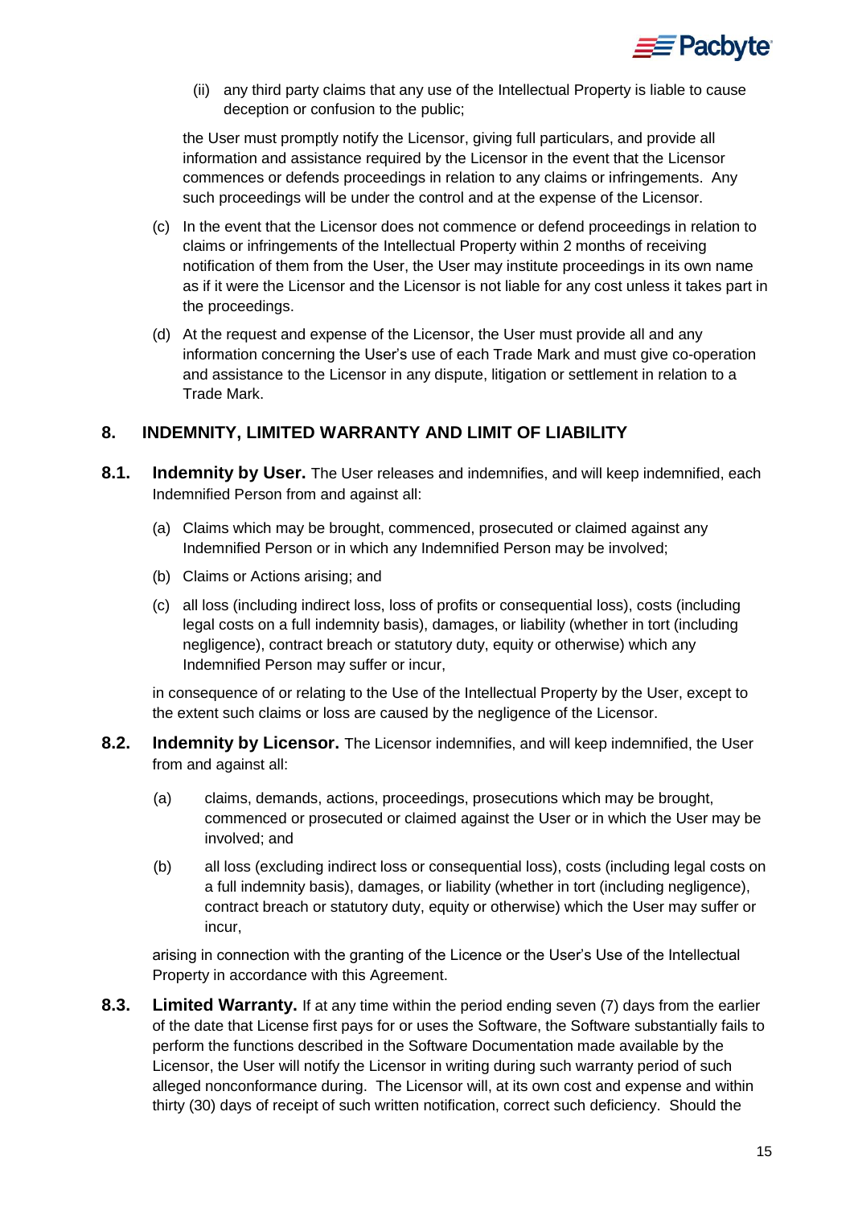(ii) any third party claims that any use of the Intellectual Property is liable to cause deception or confusion to the public;

the User must promptly notify the Licensor, giving full particulars, and provide all information and assistance required by the Licensor in the event that the Licensor commences or defends proceedings in relation to any claims or infringements. Any such proceedings will be under the control and at the expense of the Licensor.

(c) In the event that the Licensor does not commence or defend proceedings in relation to claims or infringements of the Intellectual Property within 2 months of receiving notification of them from the User, the User may institute proceedings in its own name as if it were the Licensor and the Licensor is not liable for any cost unless it takes part in the proceedings.

(d) At the request and expense of the Licensor, the User must provide all and any information concerning the User's use of each Trade Mark and must give co-operation and assistance to the Licensor in any dispute, litigation or settlement in relation to a Trade Mark.

## 8. INDEMNITY, LIMITED WARRANTY AND LIMIT OF LIABILITY

**8.1. Indemnity by User.** The User releases and indemnifies, and will keep indemnified, each Indemnified Person from and against all:

(a) Claims which may be brought, commenced, prosecuted or claimed against any Indemnified Person or in which any Indemnified Person may be involved;

(b) Claims or Actions arising; and

(c) all loss (including indirect loss, loss of profits or consequential loss), costs (including legal costs on a full indemnity basis), damages, or liability (whether in tort (including negligence), contract breach or statutory duty, equity or otherwise) which any Indemnified Person may suffer or incur,

in consequence of or relating to the Use of the Intellectual Property by the User, except to the extent such claims or loss are caused by the negligence of the Licensor.

**8.2. Indemnity by Licensor.** The Licensor indemnifies, and will keep indemnified, the User from and against all:

(a) claims, demands, actions, proceedings, prosecutions which may be brought, commenced or prosecuted or claimed against the User or in which the User may be involved; and

(b) all loss (excluding indirect loss or consequential loss), costs (including legal costs on a full indemnity basis), damages, or liability (whether in tort (including negligence), contract breach or statutory duty, equity or otherwise) which the User may suffer or incur,

arising in connection with the granting of the Licence or the User's Use of the Intellectual Property in accordance with this Agreement.

**8.3. Limited Warranty.** If at any time within the period ending seven (7) days from the earlier of the date that License first pays for or uses the Software, the Software substantially fails to perform the functions described in the Software Documentation made available by the Licensor, the User will notify the Licensor in writing during such warranty period of such alleged nonconformance during. The Licensor will, at its own cost and expense and within thirty (30) days of receipt of such written notification, correct such deficiency. Should the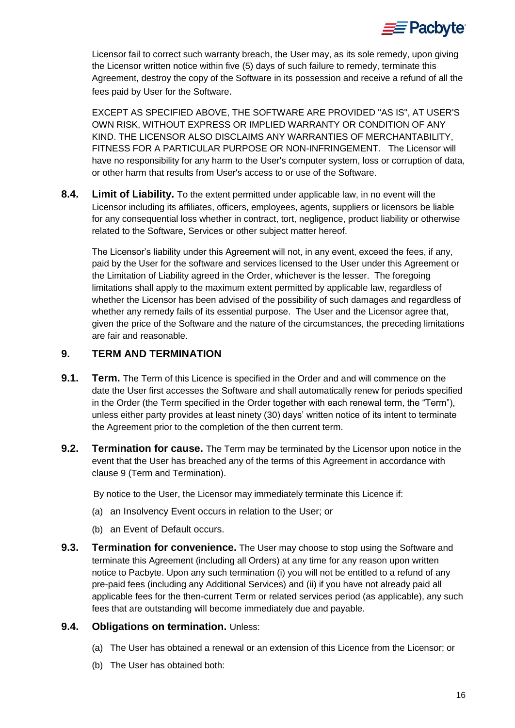Licensor fail to correct such warranty breach, the User may, as its sole remedy, upon giving the Licensor written notice within five (5) days of such failure to remedy, terminate this Agreement, destroy the copy of the Software in its possession and receive a refund of all the fees paid by User for the Software.

EXCEPT AS SPECIFIED ABOVE, THE SOFTWARE ARE PROVIDED "AS IS", AT USER'S OWN RISK, WITHOUT EXPRESS OR IMPLIED WARRANTY OR CONDITION OF ANY KIND. THE LICENSOR ALSO DISCLAIMS ANY WARRANTIES OF MERCHANTABILITY, FITNESS FOR A PARTICULAR PURPOSE OR NON-INFRINGEMENT. The Licensor will have no responsibility for any harm to the User's computer system, loss or corruption of data, or other harm that results from User's access to or use of the Software.

**8.4. Limit of Liability.** To the extent permitted under applicable law, in no event will the Licensor including its affiliates, officers, employees, agents, suppliers or licensors be liable for any consequential loss whether in contract, tort, negligence, product liability or otherwise related to the Software, Services or other subject matter hereof.

The Licensor's liability under this Agreement will not, in any event, exceed the fees, if any, paid by the User for the software and services licensed to the User under this Agreement or the Limitation of Liability agreed in the Order, whichever is the lesser. The foregoing limitations shall apply to the maximum extent permitted by applicable law, regardless of whether the Licensor has been advised of the possibility of such damages and regardless of whether any remedy fails of its essential purpose. The User and the Licensor agree that, given the price of the Software and the nature of the circumstances, the preceding limitations are fair and reasonable.

## 9. TERM AND TERMINATION

**9.1. Term.** The Term of this Licence is specified in the Order and and will commence on the date the User first accesses the Software and shall automatically renew for periods specified in the Order (the Term specified in the Order together with each renewal term, the "Term"), unless either party provides at least ninety (30) days' written notice of its intent to terminate the Agreement prior to the completion of the then current term.

**9.2. Termination for cause.** The Term may be terminated by the Licensor upon notice in the event that the User has breached any of the terms of this Agreement in accordance with clause 9 (Term and Termination).

By notice to the User, the Licensor may immediately terminate this Licence if:

(a) an Insolvency Event occurs in relation to the User; or

(b) an Event of Default occurs.

**9.3. Termination for convenience.** The User may choose to stop using the Software and terminate this Agreement (including all Orders) at any time for any reason upon written notice to Pacbyte. Upon any such termination (i) you will not be entitled to a refund of any pre-paid fees (including any Additional Services) and (ii) if you have not already paid all applicable fees for the then-current Term or related services period (as applicable), any such fees that are outstanding will become immediately due and payable.

**9.4. Obligations on termination.** Unless:

(a) The User has obtained a renewal or an extension of this Licence from the Licensor; or

(b) The User has obtained both: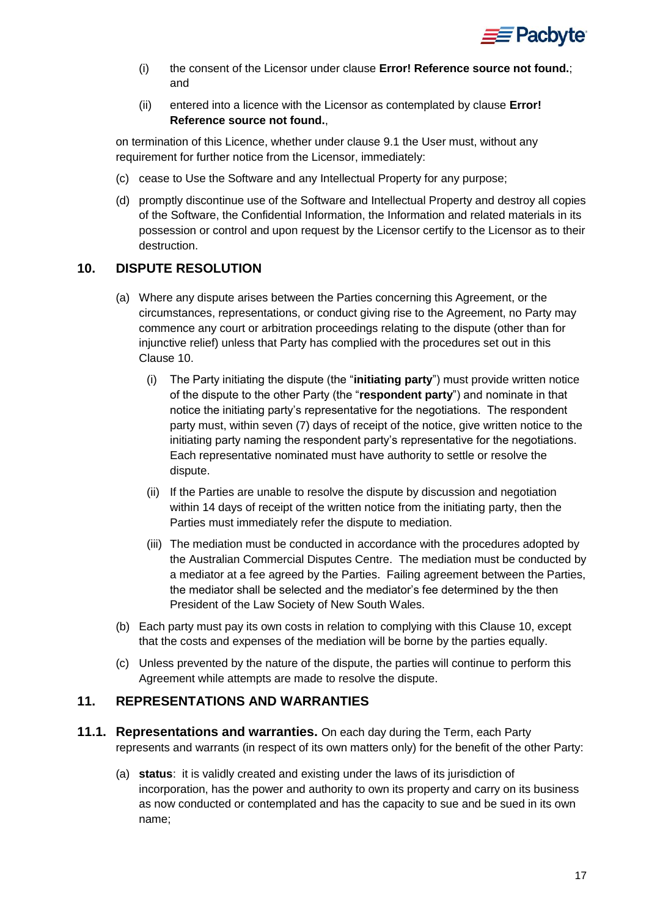(i) the consent of the Licensor under clause **Error! Reference source not found.**; and

(ii) entered into a licence with the Licensor as contemplated by clause **Error! Reference source not found.**,

on termination of this Licence, whether under clause 9.1 the User must, without any requirement for further notice from the Licensor, immediately:

(c) cease to Use the Software and any Intellectual Property for any purpose;

(d) promptly discontinue use of the Software and Intellectual Property and destroy all copies of the Software, the Confidential Information, the Information and related materials in its possession or control and upon request by the Licensor certify to the Licensor as to their destruction.

## 10. DISPUTE RESOLUTION

(a) Where any dispute arises between the Parties concerning this Agreement, or the circumstances, representations, or conduct giving rise to the Agreement, no Party may commence any court or arbitration proceedings relating to the dispute (other than for injunctive relief) unless that Party has complied with the procedures set out in this Clause 10.

(i) The Party initiating the dispute (the "**initiating party**") must provide written notice of the dispute to the other Party (the "**respondent party**") and nominate in that notice the initiating party's representative for the negotiations. The respondent party must, within seven (7) days of receipt of the notice, give written notice to the initiating party naming the respondent party's representative for the negotiations. Each representative nominated must have authority to settle or resolve the dispute.

(ii) If the Parties are unable to resolve the dispute by discussion and negotiation within 14 days of receipt of the written notice from the initiating party, then the Parties must immediately refer the dispute to mediation.

(iii) The mediation must be conducted in accordance with the procedures adopted by the Australian Commercial Disputes Centre. The mediation must be conducted by a mediator at a fee agreed by the Parties. Failing agreement between the Parties, the mediator shall be selected and the mediator's fee determined by the then President of the Law Society of New South Wales.

(b) Each party must pay its own costs in relation to complying with this Clause 10, except that the costs and expenses of the mediation will be borne by the parties equally.

(c) Unless prevented by the nature of the dispute, the parties will continue to perform this Agreement while attempts are made to resolve the dispute.

## 11. REPRESENTATIONS AND WARRANTIES

**11.1. Representations and warranties.** On each day during the Term, each Party represents and warrants (in respect of its own matters only) for the benefit of the other Party:

(a) **status**: it is validly created and existing under the laws of its jurisdiction of incorporation, has the power and authority to own its property and carry on its business as now conducted or contemplated and has the capacity to sue and be sued in its own name;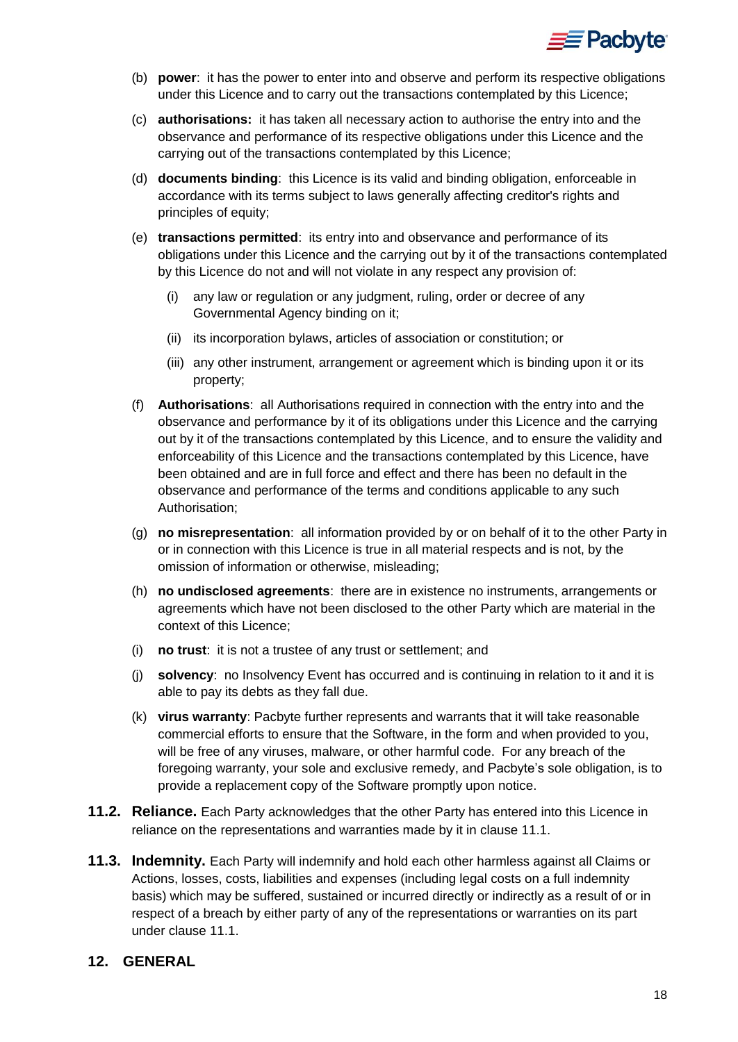(b) **power**: it has the power to enter into and observe and perform its respective obligations under this Licence and to carry out the transactions contemplated by this Licence;

(c) **authorisations:** it has taken all necessary action to authorise the entry into and the observance and performance of its respective obligations under this Licence and the carrying out of the transactions contemplated by this Licence;

(d) **documents binding**: this Licence is its valid and binding obligation, enforceable in accordance with its terms subject to laws generally affecting creditor's rights and principles of equity;

(e) **transactions permitted**: its entry into and observance and performance of its obligations under this Licence and the carrying out by it of the transactions contemplated by this Licence do not and will not violate in any respect any provision of:

   (i) any law or regulation or any judgment, ruling, order or decree of any Governmental Agency binding on it;

   (ii) its incorporation bylaws, articles of association or constitution; or

   (iii) any other instrument, arrangement or agreement which is binding upon it or its property;

(f) **Authorisations**: all Authorisations required in connection with the entry into and the observance and performance by it of its obligations under this Licence and the carrying out by it of the transactions contemplated by this Licence, and to ensure the validity and enforceability of this Licence and the transactions contemplated by this Licence, have been obtained and are in full force and effect and there has been no default in the observance and performance of the terms and conditions applicable to any such Authorisation;

(g) **no misrepresentation**: all information provided by or on behalf of it to the other Party in or in connection with this Licence is true in all material respects and is not, by the omission of information or otherwise, misleading;

(h) **no undisclosed agreements**: there are in existence no instruments, arrangements or agreements which have not been disclosed to the other Party which are material in the context of this Licence;

(i) **no trust**: it is not a trustee of any trust or settlement; and

(j) **solvency**: no Insolvency Event has occurred and is continuing in relation to it and it is able to pay its debts as they fall due.

(k) **virus warranty**: Pacbyte further represents and warrants that it will take reasonable commercial efforts to ensure that the Software, in the form and when provided to you, will be free of any viruses, malware, or other harmful code. For any breach of the foregoing warranty, your sole and exclusive remedy, and Pacbyte's sole obligation, is to provide a replacement copy of the Software promptly upon notice.

**11.2. Reliance.** Each Party acknowledges that the other Party has entered into this Licence in reliance on the representations and warranties made by it in clause 11.1.

**11.3. Indemnity.** Each Party will indemnify and hold each other harmless against all Claims or Actions, losses, costs, liabilities and expenses (including legal costs on a full indemnity basis) which may be suffered, sustained or incurred directly or indirectly as a result of or in respect of a breach by either party of any of the representations or warranties on its part under clause 11.1.

## 12. GENERAL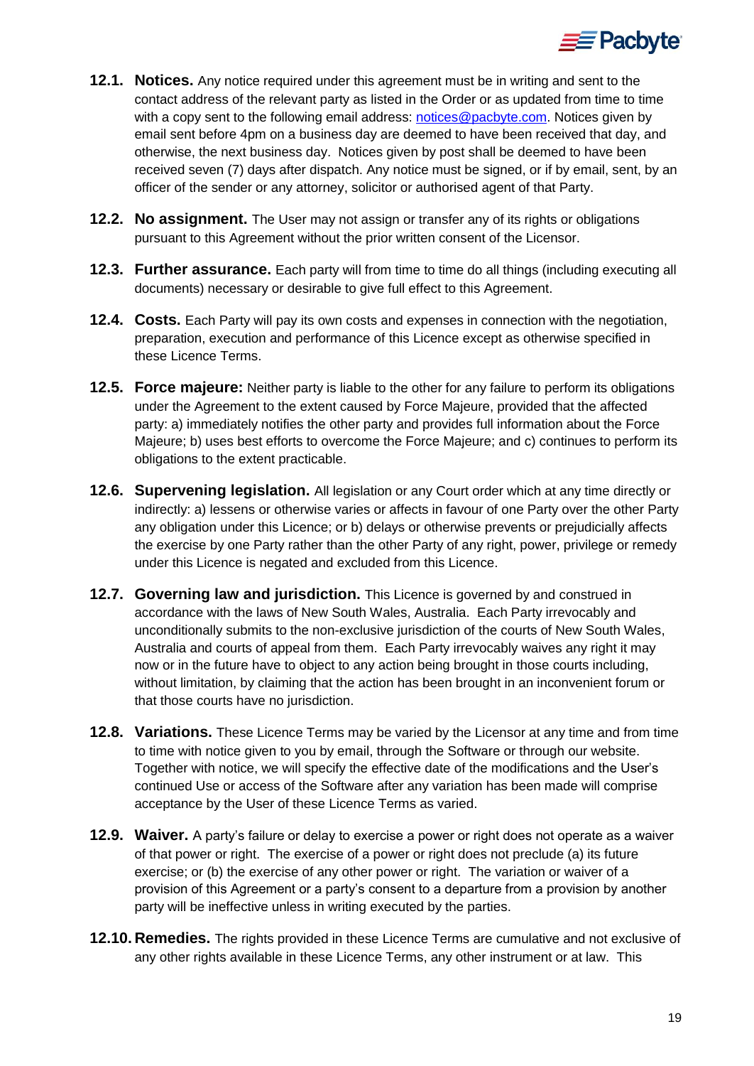**12.1. Notices.** Any notice required under this agreement must be in writing and sent to the contact address of the relevant party as listed in the Order or as updated from time to time with a copy sent to the following email address: notices@pacbyte.com. Notices given by email sent before 4pm on a business day are deemed to have been received that day, and otherwise, the next business day. Notices given by post shall be deemed to have been received seven (7) days after dispatch. Any notice must be signed, or if by email, sent, by an officer of the sender or any attorney, solicitor or authorised agent of that Party.

**12.2. No assignment.** The User may not assign or transfer any of its rights or obligations pursuant to this Agreement without the prior written consent of the Licensor.

**12.3. Further assurance.** Each party will from time to time do all things (including executing all documents) necessary or desirable to give full effect to this Agreement.

**12.4. Costs.** Each Party will pay its own costs and expenses in connection with the negotiation, preparation, execution and performance of this Licence except as otherwise specified in these Licence Terms.

**12.5. Force majeure:** Neither party is liable to the other for any failure to perform its obligations under the Agreement to the extent caused by Force Majeure, provided that the affected party: a) immediately notifies the other party and provides full information about the Force Majeure; b) uses best efforts to overcome the Force Majeure; and c) continues to perform its obligations to the extent practicable.

**12.6. Supervening legislation.** All legislation or any Court order which at any time directly or indirectly: a) lessens or otherwise varies or affects in favour of one Party over the other Party any obligation under this Licence; or b) delays or otherwise prevents or prejudicially affects the exercise by one Party rather than the other Party of any right, power, privilege or remedy under this Licence is negated and excluded from this Licence.

**12.7. Governing law and jurisdiction.** This Licence is governed by and construed in accordance with the laws of New South Wales, Australia. Each Party irrevocably and unconditionally submits to the non-exclusive jurisdiction of the courts of New South Wales, Australia and courts of appeal from them. Each Party irrevocably waives any right it may now or in the future have to object to any action being brought in those courts including, without limitation, by claiming that the action has been brought in an inconvenient forum or that those courts have no jurisdiction.

**12.8. Variations.** These Licence Terms may be varied by the Licensor at any time and from time to time with notice given to you by email, through the Software or through our website. Together with notice, we will specify the effective date of the modifications and the User's continued Use or access of the Software after any variation has been made will comprise acceptance by the User of these Licence Terms as varied.

**12.9. Waiver.** A party's failure or delay to exercise a power or right does not operate as a waiver of that power or right. The exercise of a power or right does not preclude (a) its future exercise; or (b) the exercise of any other power or right. The variation or waiver of a provision of this Agreement or a party's consent to a departure from a provision by another party will be ineffective unless in writing executed by the parties.

**12.10. Remedies.** The rights provided in these Licence Terms are cumulative and not exclusive of any other rights available in these Licence Terms, any other instrument or at law. This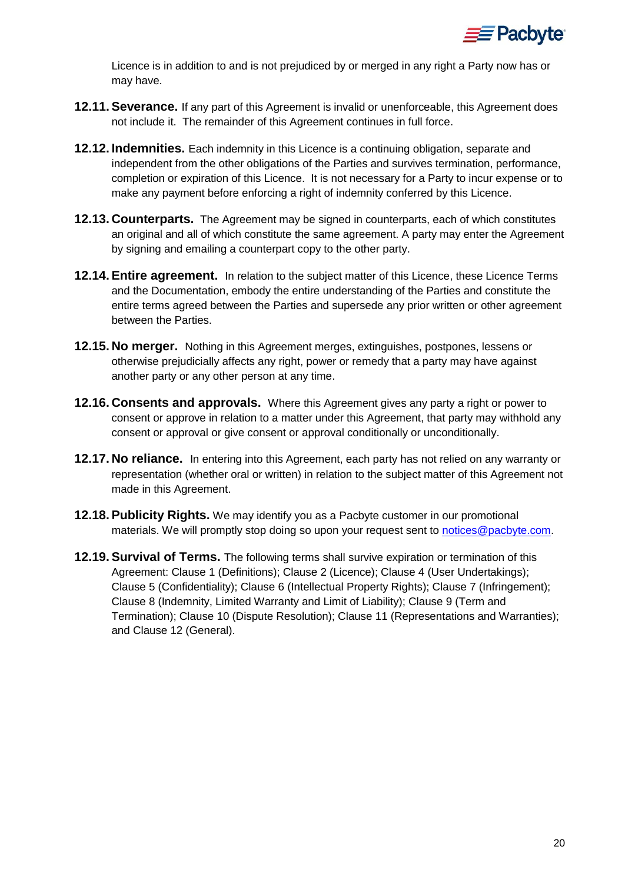Licence is in addition to and is not prejudiced by or merged in any right a Party now has or may have.

**12.11. Severance.** If any part of this Agreement is invalid or unenforceable, this Agreement does not include it. The remainder of this Agreement continues in full force.

**12.12. Indemnities.** Each indemnity in this Licence is a continuing obligation, separate and independent from the other obligations of the Parties and survives termination, performance, completion or expiration of this Licence. It is not necessary for a Party to incur expense or to make any payment before enforcing a right of indemnity conferred by this Licence.

**12.13. Counterparts.** The Agreement may be signed in counterparts, each of which constitutes an original and all of which constitute the same agreement. A party may enter the Agreement by signing and emailing a counterpart copy to the other party.

**12.14. Entire agreement.** In relation to the subject matter of this Licence, these Licence Terms and the Documentation, embody the entire understanding of the Parties and constitute the entire terms agreed between the Parties and supersede any prior written or other agreement between the Parties.

**12.15. No merger.** Nothing in this Agreement merges, extinguishes, postpones, lessens or otherwise prejudicially affects any right, power or remedy that a party may have against another party or any other person at any time.

**12.16. Consents and approvals.** Where this Agreement gives any party a right or power to consent or approve in relation to a matter under this Agreement, that party may withhold any consent or approval or give consent or approval conditionally or unconditionally.

**12.17. No reliance.** In entering into this Agreement, each party has not relied on any warranty or representation (whether oral or written) in relation to the subject matter of this Agreement not made in this Agreement.

**12.18. Publicity Rights.** We may identify you as a Pacbyte customer in our promotional materials. We will promptly stop doing so upon your request sent to notices@pacbyte.com.

**12.19. Survival of Terms.** The following terms shall survive expiration or termination of this Agreement: Clause 1 (Definitions); Clause 2 (Licence); Clause 4 (User Undertakings); Clause 5 (Confidentiality); Clause 6 (Intellectual Property Rights); Clause 7 (Infringement); Clause 8 (Indemnity, Limited Warranty and Limit of Liability); Clause 9 (Term and Termination); Clause 10 (Dispute Resolution); Clause 11 (Representations and Warranties); and Clause 12 (General).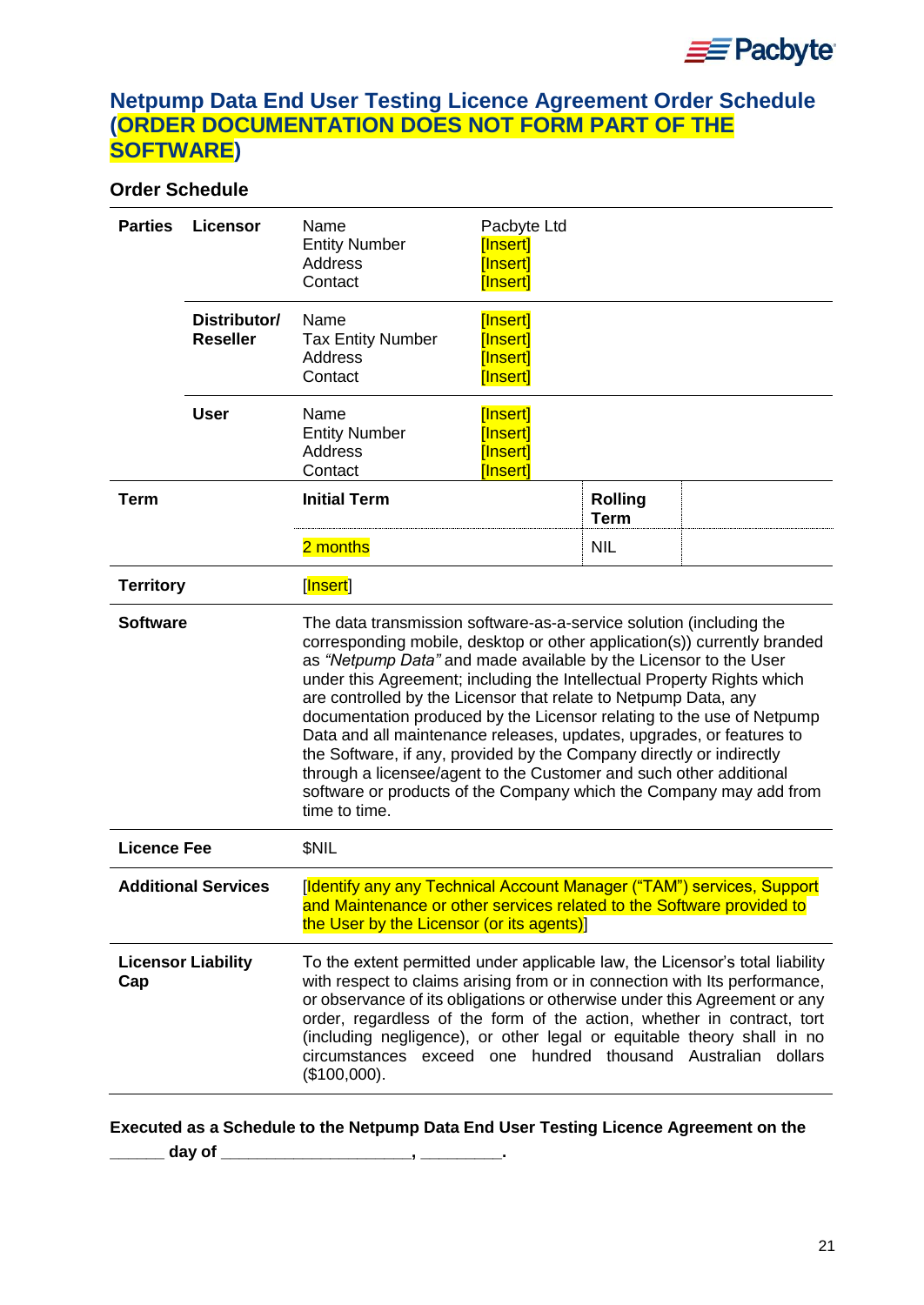# Netpump Data End User Testing Licence Agreement Order Schedule (ORDER DOCUMENTATION DOES NOT FORM PART OF THE SOFTWARE)

## Order Schedule

| | | | |
|---|---|---|---|
| **Parties** | **Licensor** | Name<br>Entity Number<br>Address<br>Contact | Pacbyte Ltd<br>[Insert]<br>[Insert]<br>[Insert] |
| | **Distributor/ Reseller** | Name<br>Tax Entity Number<br>Address<br>Contact | [Insert]<br>[Insert]<br>[Insert]<br>[Insert] |
| | **User** | Name<br>Entity Number<br>Address<br>Contact | [Insert]<br>[Insert]<br>[Insert]<br>[Insert] |
| **Term** | | **Initial Term** | **Rolling Term** |
| | | 2 months | NIL |
| **Territory** | | [Insert] | |
| **Software** | | The data transmission software-as-a-service solution (including the corresponding mobile, desktop or other application(s)) currently branded as *"Netpump Data"* and made available by the Licensor to the User under this Agreement; including the Intellectual Property Rights which are controlled by the Licensor that relate to Netpump Data, any documentation produced by the Licensor relating to the use of Netpump Data and all maintenance releases, updates, upgrades, or features to the Software, if any, provided by the Company directly or indirectly through a licensee/agent to the Customer and such other additional software or products of the Company which the Company may add from time to time. | |
| **Licence Fee** | | $NIL | |
| **Additional Services** | | [Identify any any Technical Account Manager ("TAM") services, Support and Maintenance or other services related to the Software provided to the User by the Licensor (or its agents)] | |
| **Licensor Liability Cap** | | To the extent permitted under applicable law, the Licensor's total liability with respect to claims arising from or in connection with Its performance, or observance of its obligations or otherwise under this Agreement or any order, regardless of the form of the action, whether in contract, tort (including negligence), or other legal or equitable theory shall in no circumstances exceed one hundred thousand Australian dollars ($100,000). | |

**Executed as a Schedule to the Netpump Data End User Testing Licence Agreement on the ______ day of ____________________, ________.**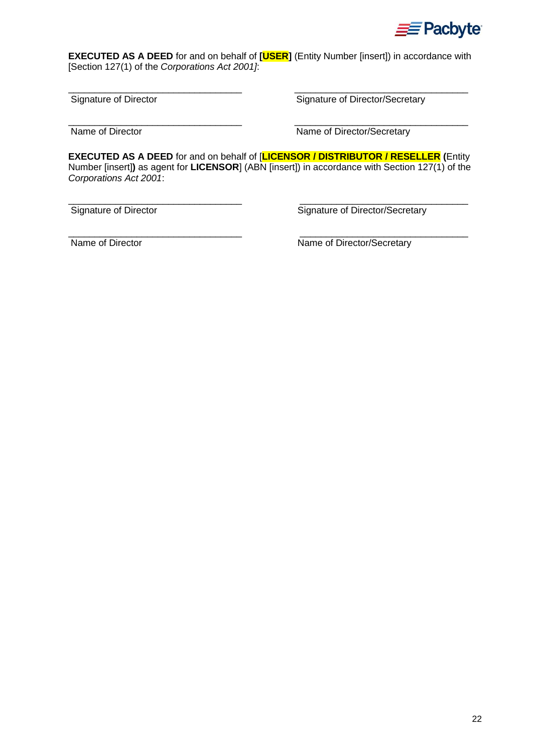**EXECUTED AS A DEED** for and on behalf of **[USER]** (Entity Number [insert]) in accordance with [Section 127(1) of the *Corporations Act 2001]*:

| | |
|---|---|
| ___________________________________ | ___________________________________ |
| Signature of Director | Signature of Director/Secretary |
| ___________________________________ | ___________________________________ |
| Name of Director | Name of Director/Secretary |

**EXECUTED AS A DEED** for and on behalf of [**LICENSOR / DISTRIBUTOR / RESELLER (**Entity Number [insert]**)** as agent for **LICENSOR**] (ABN [insert]) in accordance with Section 127(1) of the *Corporations Act 2001*:

| | |
|---|---|
| ___________________________________ | ___________________________________ |
| Signature of Director | Signature of Director/Secretary |
| ___________________________________ | ___________________________________ |
| Name of Director | Name of Director/Secretary |